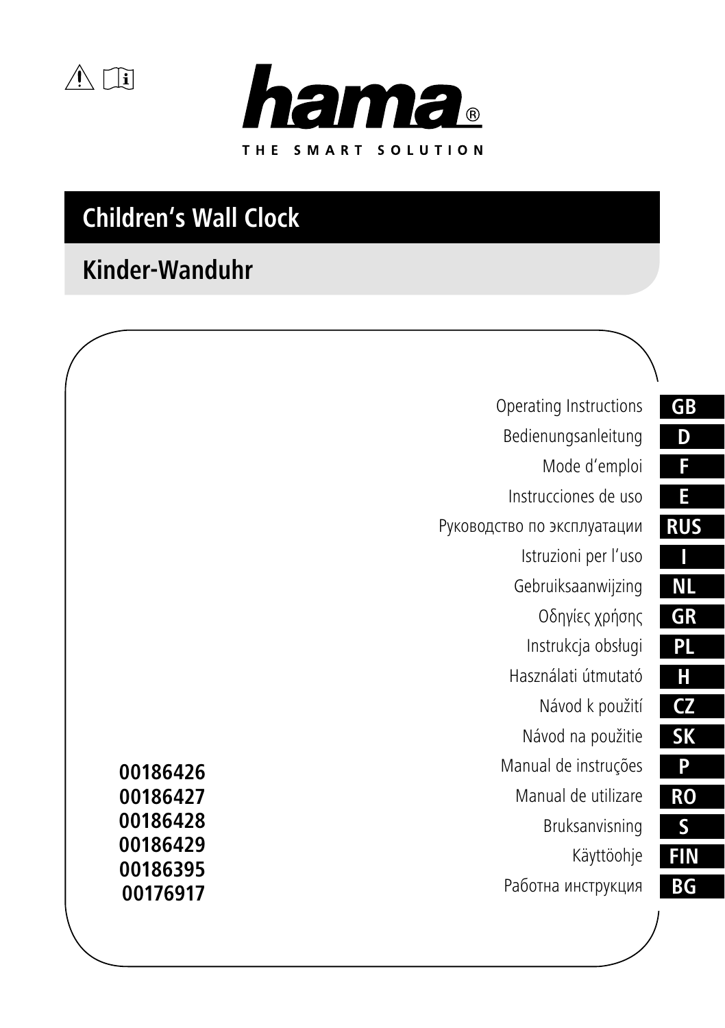hama®

THE SMART SOLUTION

# Children's Wall Clock

## Kinder-Wanduhr

| | |
|---|---|
| Operating Instructions | **GB** |
| Bedienungsanleitung | **D** |
| Mode d'emploi | **F** |
| Instrucciones de uso | **E** |
| Руководство по эксплуатации | **RUS** |
| Istruzioni per l'uso | **I** |
| Gebruiksaanwijzing | **NL** |
| Οδηγίες χρήσης | **GR** |
| Instrukcja obsługi | **PL** |
| Használati útmutató | **H** |
| Návod k použití | **CZ** |
| Návod na použitie | **SK** |
| Manual de instruções | **P** |
| Manual de utilizare | **RO** |
| Bruksanvisning | **S** |
| Käyttöohje | **FIN** |
| Работна инструкция | **BG** |

**00186426**
**00186427**
**00186428**
**00186429**
**00186395**
**00176917**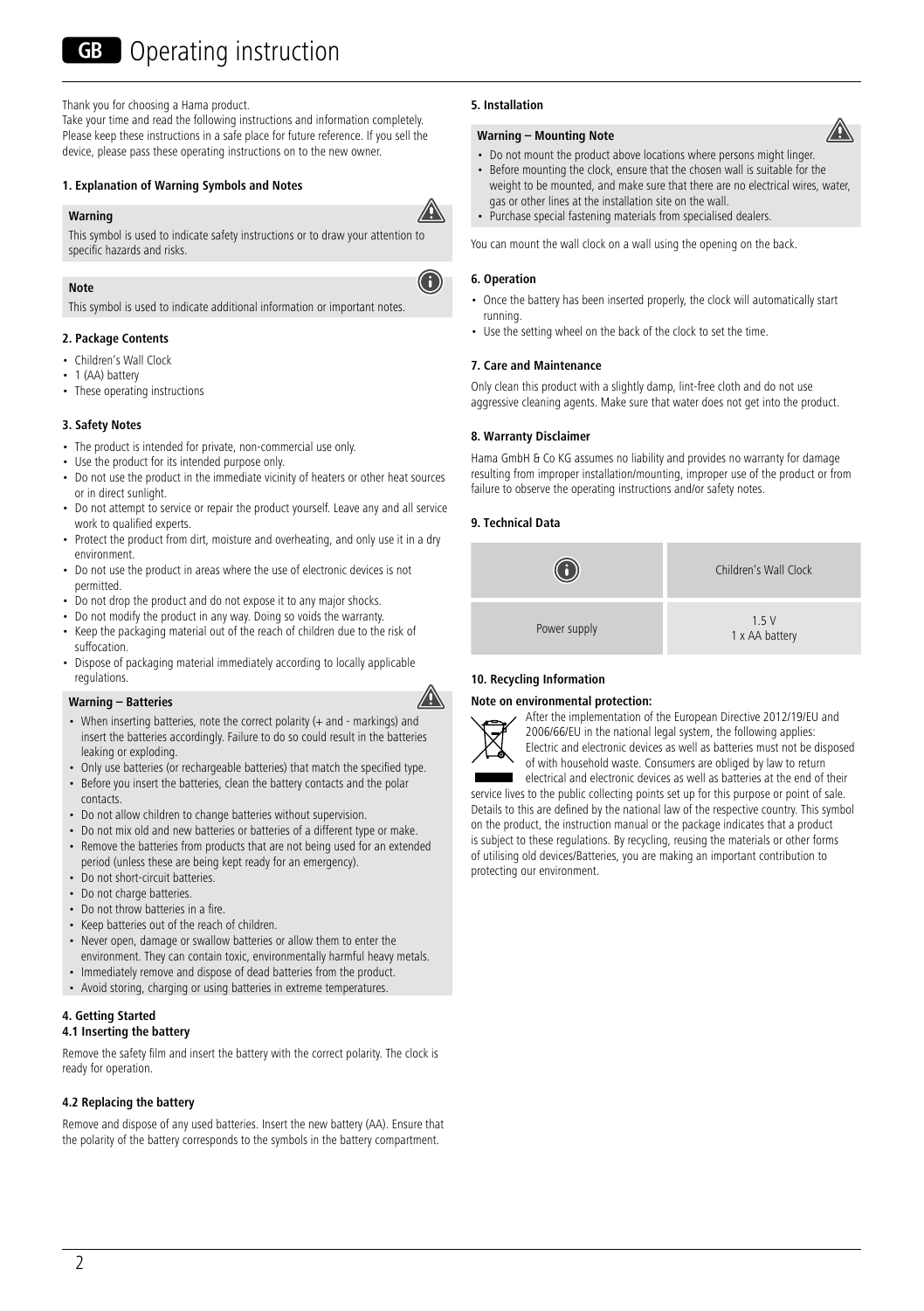# GB Operating instruction

Thank you for choosing a Hama product.
Take your time and read the following instructions and information completely. Please keep these instructions in a safe place for future reference. If you sell the device, please pass these operating instructions on to the new owner.

### 1. Explanation of Warning Symbols and Notes

**Warning**

This symbol is used to indicate safety instructions or to draw your attention to specific hazards and risks.

**Note**

This symbol is used to indicate additional information or important notes.

### 2. Package Contents

- Children's Wall Clock
- 1 (AA) battery
- These operating instructions

### 3. Safety Notes

- The product is intended for private, non-commercial use only.
- Use the product for its intended purpose only.
- Do not use the product in the immediate vicinity of heaters or other heat sources or in direct sunlight.
- Do not attempt to service or repair the product yourself. Leave any and all service work to qualified experts.
- Protect the product from dirt, moisture and overheating, and only use it in a dry environment.
- Do not use the product in areas where the use of electronic devices is not permitted.
- Do not drop the product and do not expose it to any major shocks.
- Do not modify the product in any way. Doing so voids the warranty.
- Keep the packaging material out of the reach of children due to the risk of suffocation.
- Dispose of packaging material immediately according to locally applicable regulations.

**Warning – Batteries**

- When inserting batteries, note the correct polarity (+ and - markings) and insert the batteries accordingly. Failure to do so could result in the batteries leaking or exploding.
- Only use batteries (or rechargeable batteries) that match the specified type.
- Before you insert the batteries, clean the battery contacts and the polar contacts.
- Do not allow children to change batteries without supervision.
- Do not mix old and new batteries or batteries of a different type or make.
- Remove the batteries from products that are not being used for an extended period (unless these are being kept ready for an emergency).
- Do not short-circuit batteries.
- Do not charge batteries.
- Do not throw batteries in a fire.
- Keep batteries out of the reach of children.
- Never open, damage or swallow batteries or allow them to enter the environment. They can contain toxic, environmentally harmful heavy metals.
- Immediately remove and dispose of dead batteries from the product.
- Avoid storing, charging or using batteries in extreme temperatures.

### 4. Getting Started

#### 4.1 Inserting the battery

Remove the safety film and insert the battery with the correct polarity. The clock is ready for operation.

#### 4.2 Replacing the battery

Remove and dispose of any used batteries. Insert the new battery (AA). Ensure that the polarity of the battery corresponds to the symbols in the battery compartment.

### 5. Installation

**Warning – Mounting Note**

- Do not mount the product above locations where persons might linger.
- Before mounting the clock, ensure that the chosen wall is suitable for the weight to be mounted, and make sure that there are no electrical wires, water, gas or other lines at the installation site on the wall.
- Purchase special fastening materials from specialised dealers.

You can mount the wall clock on a wall using the opening on the back.

### 6. Operation

- Once the battery has been inserted properly, the clock will automatically start running.
- Use the setting wheel on the back of the clock to set the time.

### 7. Care and Maintenance

Only clean this product with a slightly damp, lint-free cloth and do not use aggressive cleaning agents. Make sure that water does not get into the product.

### 8. Warranty Disclaimer

Hama GmbH & Co KG assumes no liability and provides no warranty for damage resulting from improper installation/mounting, improper use of the product or from failure to observe the operating instructions and/or safety notes.

### 9. Technical Data

| ⓘ | Children's Wall Clock |
|---|---|
| Power supply | 1.5 V<br>1 x AA battery |

### 10. Recycling Information

**Note on environmental protection:**

After the implementation of the European Directive 2012/19/EU and 2006/66/EU in the national legal system, the following applies: Electric and electronic devices as well as batteries must not be disposed of with household waste. Consumers are obliged by law to return electrical and electronic devices as well as batteries at the end of their service lives to the public collecting points set up for this purpose or point of sale. Details to this are defined by the national law of the respective country. This symbol on the product, the instruction manual or the package indicates that a product is subject to these regulations. By recycling, reusing the materials or other forms of utilising old devices/Batteries, you are making an important contribution to protecting our environment.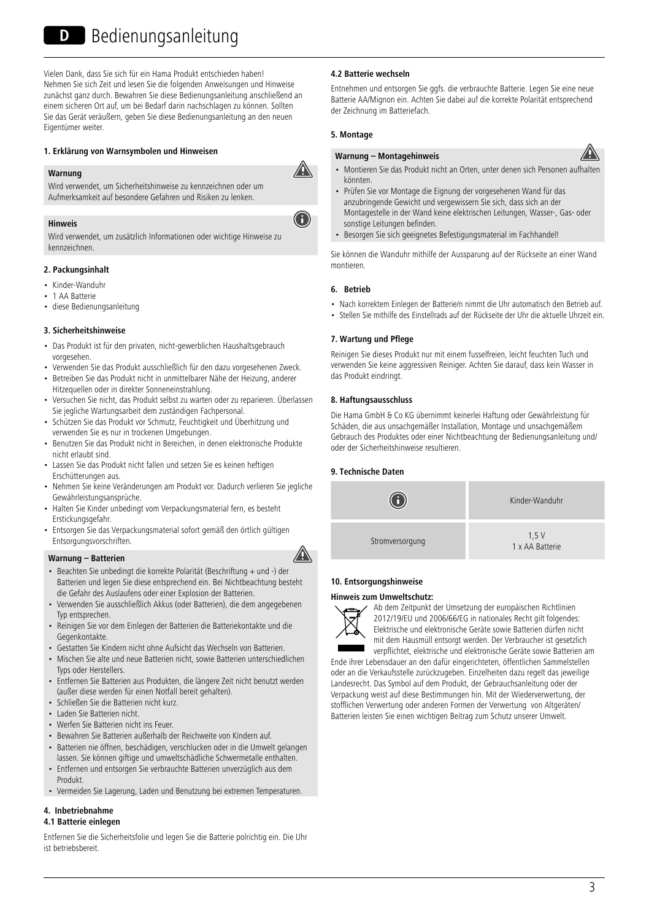# D Bedienungsanleitung

Vielen Dank, dass Sie sich für ein Hama Produkt entschieden haben!
Nehmen Sie sich Zeit und lesen Sie die folgenden Anweisungen und Hinweise zunächst ganz durch. Bewahren Sie diese Bedienungsanleitung anschließend an einem sicheren Ort auf, um bei Bedarf darin nachschlagen zu können. Sollten Sie das Gerät veräußern, geben Sie diese Bedienungsanleitung an den neuen Eigentümer weiter.

### 1. Erklärung von Warnsymbolen und Hinweisen

**Warnung**

Wird verwendet, um Sicherheitshinweise zu kennzeichnen oder um Aufmerksamkeit auf besondere Gefahren und Risiken zu lenken.

**Hinweis**

Wird verwendet, um zusätzlich Informationen oder wichtige Hinweise zu kennzeichnen.

### 2. Packungsinhalt

- Kinder-Wanduhr
- 1 AA Batterie
- diese Bedienungsanleitung

### 3. Sicherheitshinweise

- Das Produkt ist für den privaten, nicht-gewerblichen Haushaltsgebrauch vorgesehen.
- Verwenden Sie das Produkt ausschließlich für den dazu vorgesehenen Zweck.
- Betreiben Sie das Produkt nicht in unmittelbarer Nähe der Heizung, anderer Hitzequellen oder in direkter Sonneneinstrahlung.
- Versuchen Sie nicht, das Produkt selbst zu warten oder zu reparieren. Überlassen Sie jegliche Wartungsarbeit dem zuständigen Fachpersonal.
- Schützen Sie das Produkt vor Schmutz, Feuchtigkeit und Überhitzung und verwenden Sie es nur in trockenen Umgebungen.
- Benutzen Sie das Produkt nicht in Bereichen, in denen elektronische Produkte nicht erlaubt sind.
- Lassen Sie das Produkt nicht fallen und setzen Sie es keinen heftigen Erschütterungen aus.
- Nehmen Sie keine Veränderungen am Produkt vor. Dadurch verlieren Sie jegliche Gewährleistungsansprüche.
- Halten Sie Kinder unbedingt vom Verpackungsmaterial fern, es besteht Erstickungsgefahr.
- Entsorgen Sie das Verpackungsmaterial sofort gemäß den örtlich gültigen Entsorgungsvorschriften.

**Warnung – Batterien**

- Beachten Sie unbedingt die korrekte Polarität (Beschriftung + und -) der Batterien und legen Sie diese entsprechend ein. Bei Nichtbeachtung besteht die Gefahr des Auslaufens oder einer Explosion der Batterien.
- Verwenden Sie ausschließlich Akkus (oder Batterien), die dem angegebenen Typ entsprechen.
- Reinigen Sie vor dem Einlegen der Batterien die Batteriekontakte und die Gegenkontakte.
- Gestatten Sie Kindern nicht ohne Aufsicht das Wechseln von Batterien.
- Mischen Sie alte und neue Batterien nicht, sowie Batterien unterschiedlichen Typs oder Herstellers.
- Entfernen Sie Batterien aus Produkten, die längere Zeit nicht benutzt werden (außer diese werden für einen Notfall bereit gehalten).
- Schließen Sie die Batterien nicht kurz.
- Laden Sie Batterien nicht.
- Werfen Sie Batterien nicht ins Feuer.
- Bewahren Sie Batterien außerhalb der Reichweite von Kindern auf.
- Batterien nie öffnen, beschädigen, verschlucken oder in die Umwelt gelangen lassen. Sie können giftige und umweltschädliche Schwermetalle enthalten.
- Entfernen und entsorgen Sie verbrauchte Batterien unverzüglich aus dem Produkt.
- Vermeiden Sie Lagerung, Laden und Benutzung bei extremen Temperaturen.

### 4. Inbetriebnahme

#### 4.1 Batterie einlegen

Entfernen Sie die Sicherheitsfolie und legen Sie die Batterie polrichtig ein. Die Uhr ist betriebsbereit.

#### 4.2 Batterie wechseln

Entnehmen und entsorgen Sie ggfs. die verbrauchte Batterie. Legen Sie eine neue Batterie AA/Mignon ein. Achten Sie dabei auf die korrekte Polarität entsprechend der Zeichnung im Batteriefach.

### 5. Montage

**Warnung – Montagehinweis**

- Montieren Sie das Produkt nicht an Orten, unter denen sich Personen aufhalten könnten.
- Prüfen Sie vor Montage die Eignung der vorgesehenen Wand für das anzubringende Gewicht und vergewissern Sie sich, dass sich an der Montagestelle in der Wand keine elektrischen Leitungen, Wasser-, Gas- oder sonstige Leitungen befinden.
- Besorgen Sie sich geeignetes Befestigungsmaterial im Fachhandel!

Sie können die Wanduhr mithilfe der Aussparung auf der Rückseite an einer Wand montieren.

### 6. Betrieb

- Nach korrektem Einlegen der Batterie/n nimmt die Uhr automatisch den Betrieb auf.
- Stellen Sie mithilfe des Einstellrads auf der Rückseite der Uhr die aktuelle Uhrzeit ein.

### 7. Wartung und Pflege

Reinigen Sie dieses Produkt nur mit einem fusselfreien, leicht feuchten Tuch und verwenden Sie keine aggressiven Reiniger. Achten Sie darauf, dass kein Wasser in das Produkt eindringt.

### 8. Haftungsausschluss

Die Hama GmbH & Co KG übernimmt keinerlei Haftung oder Gewährleistung für Schäden, die aus unsachgemäßer Installation, Montage und unsachgemäßem Gebrauch des Produktes oder einer Nichtbeachtung der Bedienungsanleitung und/ oder der Sicherheitshinweise resultieren.

### 9. Technische Daten

| ⓘ | Kinder-Wanduhr |
|---|---|
| Stromversorgung | 1,5 V<br>1 x AA Batterie |

### 10. Entsorgungshinweise

**Hinweis zum Umweltschutz:**

Ab dem Zeitpunkt der Umsetzung der europäischen Richtlinien 2012/19/EU und 2006/66/EG in nationales Recht gilt folgendes: Elektrische und elektronische Geräte sowie Batterien dürfen nicht mit dem Hausmüll entsorgt werden. Der Verbraucher ist gesetzlich verpflichtet, elektrische und elektronische Geräte sowie Batterien am Ende ihrer Lebensdauer an den dafür eingerichteten, öffentlichen Sammelstellen oder an die Verkaufsstelle zurückzugeben. Einzelheiten dazu regelt das jeweilige Landesrecht. Das Symbol auf dem Produkt, der Gebrauchsanleitung oder der Verpackung weist auf diese Bestimmungen hin. Mit der Wiederverwertung, der stofflichen Verwertung oder anderen Formen der Verwertung von Altgeräten/ Batterien leisten Sie einen wichtigen Beitrag zum Schutz unserer Umwelt.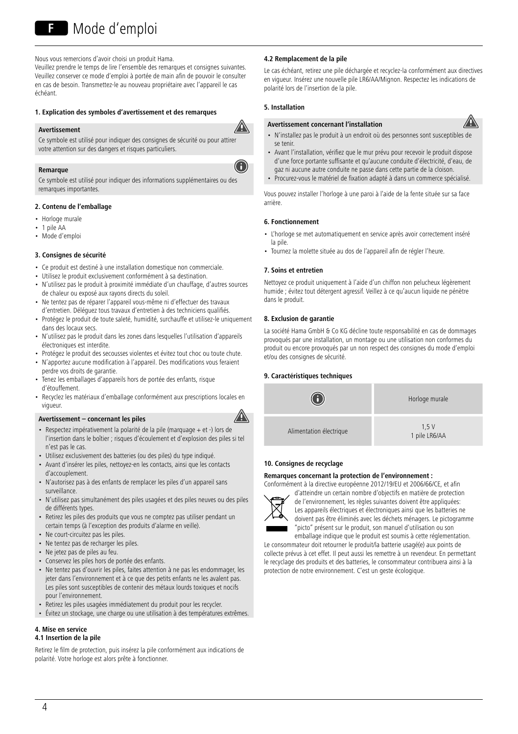# Mode d'emploi

Nous vous remercions d'avoir choisi un produit Hama.
Veuillez prendre le temps de lire l'ensemble des remarques et consignes suivantes. Veuillez conserver ce mode d'emploi à portée de main afin de pouvoir le consulter en cas de besoin. Transmettez-le au nouveau propriétaire avec l'appareil le cas échéant.

### 1. Explication des symboles d'avertissement et des remarques

**Avertissement**

Ce symbole est utilisé pour indiquer des consignes de sécurité ou pour attirer votre attention sur des dangers et risques particuliers.

**Remarque**

Ce symbole est utilisé pour indiquer des informations supplémentaires ou des remarques importantes.

### 2. Contenu de l'emballage

- Horloge murale
- 1 pile AA
- Mode d'emploi

### 3. Consignes de sécurité

- Ce produit est destiné à une installation domestique non commerciale.
- Utilisez le produit exclusivement conformément à sa destination.
- N'utilisez pas le produit à proximité immédiate d'un chauffage, d'autres sources de chaleur ou exposé aux rayons directs du soleil.
- Ne tentez pas de réparer l'appareil vous-même ni d'effectuer des travaux d'entretien. Déléguez tous travaux d'entretien à des techniciens qualifiés.
- Protégez le produit de toute saleté, humidité, surchauffe et utilisez-le uniquement dans des locaux secs.
- N'utilisez pas le produit dans les zones dans lesquelles l'utilisation d'appareils électroniques est interdite.
- Protégez le produit des secousses violentes et évitez tout choc ou toute chute.
- N'apportez aucune modification à l'appareil. Des modifications vous feraient perdre vos droits de garantie.
- Tenez les emballages d'appareils hors de portée des enfants, risque d'étouffement.
- Recyclez les matériaux d'emballage conformément aux prescriptions locales en vigueur.

**Avertissement – concernant les piles**

- Respectez impérativement la polarité de la pile (marquage + et -) lors de l'insertion dans le boîtier ; risques d'écoulement et d'explosion des piles si tel n'est pas le cas.
- Utilisez exclusivement des batteries (ou des piles) du type indiqué.
- Avant d'insérer les piles, nettoyez-en les contacts, ainsi que les contacts d'accouplement.
- N'autorisez pas à des enfants de remplacer les piles d'un appareil sans surveillance.
- N'utilisez pas simultanément des piles usagées et des piles neuves ou des piles de différents types.
- Retirez les piles des produits que vous ne comptez pas utiliser pendant un certain temps (à l'exception des produits d'alarme en veille).
- Ne court-circuitez pas les piles.
- Ne tentez pas de recharger les piles.
- Ne jetez pas de piles au feu.
- Conservez les piles hors de portée des enfants.
- Ne tentez pas d'ouvrir les piles, faites attention à ne pas les endommager, les jeter dans l'environnement et à ce que des petits enfants ne les avalent pas. Les piles sont susceptibles de contenir des métaux lourds toxiques et nocifs pour l'environnement.
- Retirez les piles usagées immédiatement du produit pour les recycler.
- Évitez un stockage, une charge ou une utilisation à des températures extrêmes.

### 4. Mise en service

#### 4.1 Insertion de la pile

Retirez le film de protection, puis insérez la pile conformément aux indications de polarité. Votre horloge est alors prête à fonctionner.

#### 4.2 Remplacement de la pile

Le cas échéant, retirez une pile déchargée et recyclez-la conformément aux directives en vigueur. Insérez une nouvelle pile LR6/AA/Mignon. Respectez les indications de polarité lors de l'insertion de la pile.

### 5. Installation

**Avertissement concernant l'installation**

- N'installez pas le produit à un endroit où des personnes sont susceptibles de se tenir.
- Avant l'installation, vérifiez que le mur prévu pour recevoir le produit dispose d'une force portante suffisante et qu'aucune conduite d'électricité, d'eau, de gaz ni aucune autre conduite ne passe dans cette partie de la cloison.
- Procurez-vous le matériel de fixation adapté à dans un commerce spécialisé.

Vous pouvez installer l'horloge à une paroi à l'aide de la fente située sur sa face arrière.

### 6. Fonctionnement

- L'horloge se met automatiquement en service après avoir correctement inséré la pile.
- Tournez la molette située au dos de l'appareil afin de régler l'heure.

### 7. Soins et entretien

Nettoyez ce produit uniquement à l'aide d'un chiffon non pelucheux légèrement humide ; évitez tout détergent agressif. Veillez à ce qu'aucun liquide ne pénètre dans le produit.

### 8. Exclusion de garantie

La société Hama GmbH & Co KG décline toute responsabilité en cas de dommages provoqués par une installation, un montage ou une utilisation non conformes du produit ou encore provoqués par un non respect des consignes du mode d'emploi et/ou des consignes de sécurité.

### 9. Caractéristiques techniques

| | Horloge murale |
|---|---|
| Alimentation électrique | 1,5 V<br>1 pile LR6/AA |

### 10. Consignes de recyclage

**Remarques concernant la protection de l'environnement :**

Conformément à la directive européenne 2012/19/EU et 2006/66/CE, et afin d'atteindre un certain nombre d'objectifs en matière de protection de l'environnement, les règles suivantes doivent être appliquées: Les appareils électriques et électroniques ainsi que les batteries ne doivent pas être éliminés avec les déchets ménagers. Le pictogramme "picto" présent sur le produit, son manuel d'utilisation ou son emballage indique que le produit est soumis à cette réglementation. Le consommateur doit retourner le produit/la batterie usagé(e) aux points de collecte prévus à cet effet. Il peut aussi les remettre à un revendeur. En permettant le recyclage des produits et des batteries, le consommateur contribuera ainsi à la protection de notre environnement. C'est un geste écologique.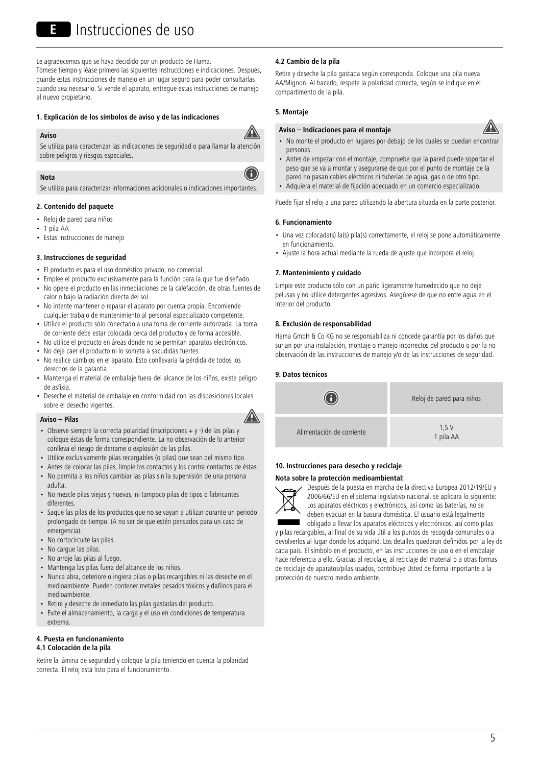# E Instrucciones de uso

Le agradecemos que se haya decidido por un producto de Hama.
Tómese tiempo y léase primero las siguientes instrucciones e indicaciones. Después, guarde estas instrucciones de manejo en un lugar seguro para poder consultarlas cuando sea necesario. Si vende el aparato, entregue estas instrucciones de manejo al nuevo propietario.

#### 1. Explicación de los símbolos de aviso y de las indicaciones

**Aviso**

Se utiliza para caracterizar las indicaciones de seguridad o para llamar la atención sobre peligros y riesgos especiales.

**Nota**

Se utiliza para caracterizar informaciones adicionales o indicaciones importantes.

#### 2. Contenido del paquete

- Reloj de pared para niños
- 1 pila AA
- Estas instrucciones de manejo

#### 3. Instrucciones de seguridad

- El producto es para el uso doméstico privado, no comercial.
- Emplee el producto exclusivamente para la función para la que fue diseñado.
- No opere el producto en las inmediaciones de la calefacción, de otras fuentes de calor o bajo la radiación directa del sol.
- No intente mantener o reparar el aparato por cuenta propia. Encomiende cualquier trabajo de mantenimiento al personal especializado competente.
- Utilice el producto sólo conectado a una toma de corriente autorizada. La toma de corriente debe estar colocada cerca del producto y de forma accesible.
- No utilice el producto en áreas donde no se permitan aparatos electrónicos.
- No deje caer el producto ni lo someta a sacudidas fuertes.
- No realice cambios en el aparato. Esto conllevaría la pérdida de todos los derechos de la garantía.
- Mantenga el material de embalaje fuera del alcance de los niños, existe peligro de asfixia.
- Deseche el material de embalaje en conformidad con las disposiciones locales sobre el desecho vigentes.

**Aviso – Pilas**

- Observe siempre la correcta polaridad (inscripciones + y -) de las pilas y coloque éstas de forma correspondiente. La no observación de lo anterior conlleva el riesgo de derrame o explosión de las pilas.
- Utilice exclusivamente pilas recargables (o pilas) que sean del mismo tipo.
- Antes de colocar las pilas, limpie los contactos y los contra-contactos de éstas.
- No permita a los niños cambiar las pilas sin la supervisión de una persona adulta.
- No mezcle pilas viejas y nuevas, ni tampoco pilas de tipos o fabricantes diferentes.
- Saque las pilas de los productos que no se vayan a utilizar durante un periodo prolongado de tiempo. (A no ser de que estén pensados para un caso de emergencia).
- No cortocircuite las pilas.
- No cargue las pilas.
- No arroje las pilas al fuego.
- Mantenga las pilas fuera del alcance de los niños.
- Nunca abra, deteriore o ingiera pilas o pilas recargables ni las deseche en el medioambiente. Pueden contener metales pesados tóxicos y dañinos para el medioambiente.
- Retire y deseche de inmediato las pilas gastadas del producto.
- Evite el almacenamiento, la carga y el uso en condiciones de temperatura extrema.

#### 4. Puesta en funcionamiento

#### 4.1 Colocación de la pila

Retire la lámina de seguridad y coloque la pila teniendo en cuenta la polaridad correcta. El reloj está listo para el funcionamiento.

#### 4.2 Cambio de la pila

Retire y deseche la pila gastada según corresponda. Coloque una pila nueva AA/Mignon. Al hacerlo, respete la polaridad correcta, según se indique en el compartimento de la pila.

#### 5. Montaje

**Aviso – Indicaciones para el montaje**

- No monte el producto en lugares por debajo de los cuales se puedan encontrar personas.
- Antes de empezar con el montaje, compruebe que la pared puede soportar el peso que se va a montar y asegurarse de que por el punto de montaje de la pared no pasan cables eléctricos ni tuberías de agua, gas o de otro tipo.
- Adquiera el material de fijación adecuado en un comercio especializado.

Puede fijar el reloj a una pared utilizando la abertura situada en la parte posterior.

#### 6. Funcionamiento

- Una vez colocada(s) la(s) pila(s) correctamente, el reloj se pone automáticamente en funcionamiento.
- Ajuste la hora actual mediante la rueda de ajuste que incorpora el reloj.

#### 7. Mantenimiento y cuidado

Limpie este producto sólo con un paño ligeramente humedecido que no deje pelusas y no utilice detergentes agresivos. Asegúrese de que no entre agua en el interior del producto.

#### 8. Exclusión de responsabilidad

Hama GmbH & Co KG no se responsabiliza ni concede garantía por los daños que surjan por una instalación, montaje o manejo incorrectos del producto o por la no observación de las instrucciones de manejo y/o de las instrucciones de seguridad.

#### 9. Datos técnicos

| | Reloj de pared para niños |
|---|---|
| Alimentación de corriente | 1,5 V<br>1 pila AA |

#### 10. Instrucciones para desecho y reciclaje

**Nota sobre la protección medioambiental:**

Después de la puesta en marcha de la directiva Europea 2012/19/EU y 2006/66/EU en el sistema legislativo nacional, se aplicara lo siguiente: Los aparatos eléctricos y electrónicos, así como las baterías, no se deben evacuar en la basura doméstica. El usuario está legalmente obligado a llevar los aparatos eléctricos y electrónicos, así como pilas y pilas recargables, al final de su vida útil a los puntos de recogida comunales o a devolverlos al lugar donde los adquirió. Los detalles quedaran definidos por la ley de cada país. El símbolo en el producto, en las instrucciones de uso o en el embalaje hace referencia a ello. Gracias al reciclaje, al reciclaje del material o a otras formas de reciclaje de aparatos/pilas usados, contribuye Usted de forma importante a la protección de nuestro medio ambiente.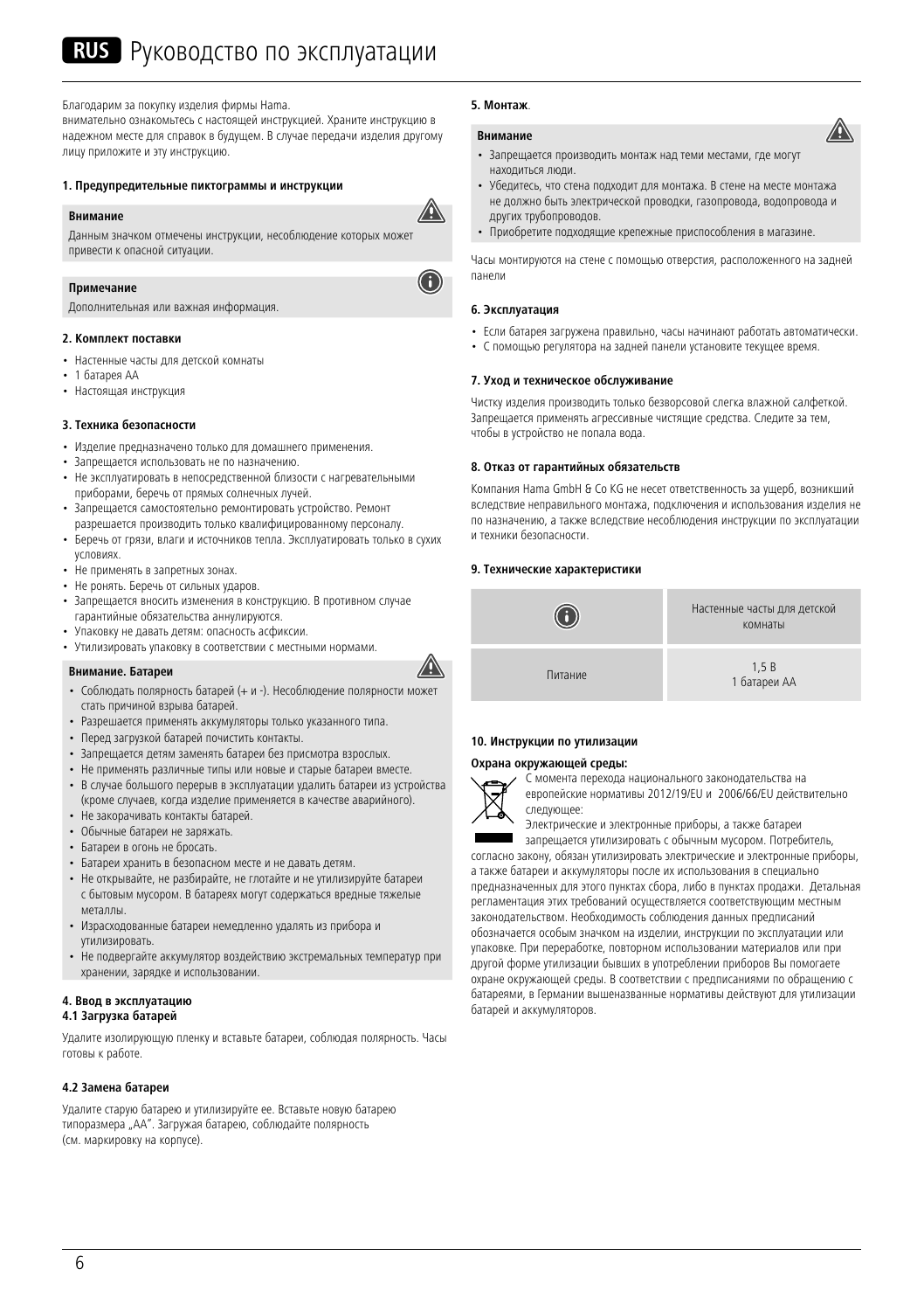# RUS Руководство по эксплуатации

Благодарим за покупку изделия фирмы Hama.
внимательно ознакомьтесь с настоящей инструкцией. Храните инструкцию в надежном месте для справок в будущем. В случае передачи изделия другому лицу приложите и эту инструкцию.

### 1. Предупредительные пиктограммы и инструкции

**Внимание**

Данным значком отмечены инструкции, несоблюдение которых может привести к опасной ситуации.

**Примечание**

Дополнительная или важная информация.

### 2. Комплект поставки

- Настенные часы для детской комнаты
- 1 батарея AA
- Настоящая инструкция

### 3. Техника безопасности

- Изделие предназначено только для домашнего применения.
- Запрещается использовать не по назначению.
- Не эксплуатировать в непосредственной близости с нагревательными приборами, беречь от прямых солнечных лучей.
- Запрещается самостоятельно ремонтировать устройство. Ремонт разрешается производить только квалифицированному персоналу.
- Беречь от грязи, влаги и источников тепла. Эксплуатировать только в сухих условиях.
- Не применять в запретных зонах.
- Не ронять. Беречь от сильных ударов.
- Запрещается вносить изменения в конструкцию. В противном случае гарантийные обязательства аннулируются.
- Упаковку не давать детям: опасность асфиксии.
- Утилизировать упаковку в соответствии с местными нормами.

**Внимание. Батареи**

- Соблюдать полярность батарей (+ и -). Несоблюдение полярности может стать причиной взрыва батарей.
- Разрешается применять аккумуляторы только указанного типа.
- Перед загрузкой батарей почистить контакты.
- Запрещается детям заменять батареи без присмотра взрослых.
- Не применять различные типы или новые и старые батареи вместе.
- В случае большого перерыв в эксплуатации удалить батареи из устройства (кроме случаев, когда изделие применяется в качестве аварийного).
- Не закорачивать контакты батарей.
- Обычные батареи не заряжать.
- Батареи в огонь не бросать.
- Батареи хранить в безопасном месте и не давать детям.
- Не открывайте, не разбирайте, не глотайте и не утилизируйте батареи с бытовым мусором. В батареях могут содержаться вредные тяжелые металлы.
- Израсходованные батареи немедленно удалять из прибора и утилизировать.
- Не подвергайте аккумулятор воздействию экстремальных температур при хранении, зарядке и использовании.

### 4. Ввод в эксплуатацию
### 4.1 Загрузка батарей

Удалите изолирующую пленку и вставьте батареи, соблюдая полярность. Часы готовы к работе.

### 4.2 Замена батареи

Удалите старую батарею и утилизируйте ее. Вставьте новую батарею типоразмера „AA". Загружая батарею, соблюдайте полярность (см. маркировку на корпусе).

### 5. Монтаж.

**Внимание**

- Запрещается производить монтаж над теми местами, где могут находиться люди.
- Убедитесь, что стена подходит для монтажа. В стене на месте монтажа не должно быть электрической проводки, газопровода, водопровода и других трубопроводов.
- Приобретите подходящие крепежные приспособления в магазине.

Часы монтируются на стене с помощью отверстия, расположенного на задней панели

### 6. Эксплуатация

- Если батарея загружена правильно, часы начинают работать автоматически.
- С помощью регулятора на задней панели установите текущее время.

### 7. Уход и техническое обслуживание

Чистку изделия производить только безворсовой слегка влажной салфеткой. Запрещается применять агрессивные чистящие средства. Следите за тем, чтобы в устройство не попала вода.

### 8. Отказ от гарантийных обязательств

Компания Hama GmbH & Co KG не несет ответственность за ущерб, возникший вследствие неправильного монтажа, подключения и использования изделия не по назначению, а также вследствие несоблюдения инструкции по эксплуатации и техники безопасности.

### 9. Технические характеристики

| ⓘ | Настенные часы для детской комнаты |
|---|---|
| Питание | 1,5 В<br>1 батареи AA |

### 10. Инструкции по утилизации

**Охрана окружающей среды:**

С момента перехода национального законодательства на европейские нормативы 2012/19/EU и 2006/66/EU действительно следующее:
Электрические и электронные приборы, а также батареи запрещается утилизировать с обычным мусором. Потребитель, согласно закону, обязан утилизировать электрические и электронные приборы, а также батареи и аккумуляторы после их использования в специально предназначенных для этого пунктах сбора, либо в пунктах продажи. Детальная регламентация этих требований осуществляется соответствующим местным законодательством. Необходимость соблюдения данных предписаний обозначается особым значком на изделии, инструкции по эксплуатации или упаковке. При переработке, повторном использовании материалов или при другой форме утилизации бывших в употреблении приборов Вы помогаете охране окружающей среды. В соответствии с предписаниями по обращению с батареями, в Германии вышеназванные нормативы действуют для утилизации батарей и аккумуляторов.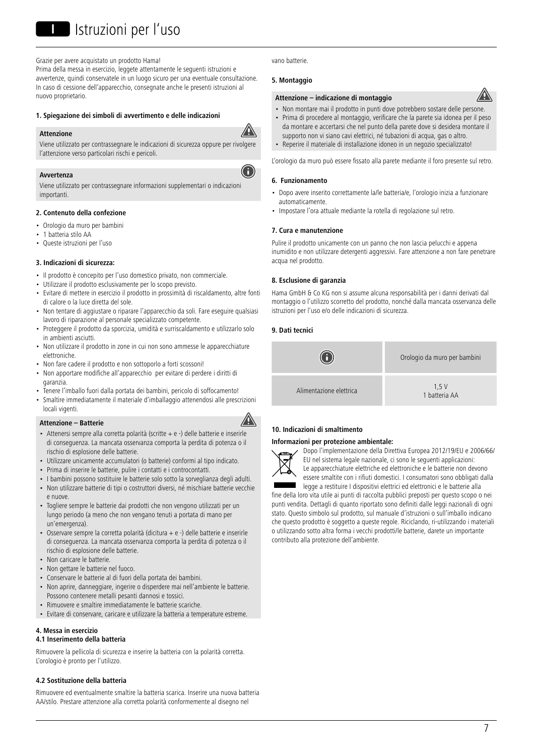# Istruzioni per l'uso

Grazie per avere acquistato un prodotto Hama!

Prima della messa in esercizio, leggete attentamente le seguenti istruzioni e avvertenze, quindi conservatele in un luogo sicuro per una eventuale consultazione. In caso di cessione dell'apparecchio, consegnate anche le presenti istruzioni al nuovo proprietario.

## 1. Spiegazione dei simboli di avvertimento e delle indicazioni

**Attenzione**

Viene utilizzato per contrassegnare le indicazioni di sicurezza oppure per rivolgere l'attenzione verso particolari rischi e pericoli.

**Avvertenza**

Viene utilizzato per contrassegnare informazioni supplementari o indicazioni importanti.

## 2. Contenuto della confezione

- Orologio da muro per bambini
- 1 batteria stilo AA
- Queste istruzioni per l'uso

## 3. Indicazioni di sicurezza:

- Il prodotto è concepito per l'uso domestico privato, non commerciale.
- Utilizzare il prodotto esclusivamente per lo scopo previsto.
- Evitare di mettere in esercizio il prodotto in prossimità di riscaldamento, altre fonti di calore o la luce diretta del sole.
- Non tentare di aggiustare o riparare l'apparecchio da soli. Fare eseguire qualsiasi lavoro di riparazione al personale specializzato competente.
- Proteggere il prodotto da sporcizia, umidità e surriscaldamento e utilizzarlo solo in ambienti asciutti.
- Non utilizzare il prodotto in zone in cui non sono ammesse le apparecchiature elettroniche.
- Non fare cadere il prodotto e non sottoporlo a forti scossoni!
- Non apportare modifiche all'apparecchio per evitare di perdere i diritti di garanzia.
- Tenere l'imballo fuori dalla portata dei bambini, pericolo di soffocamento!
- Smaltire immediatamente il materiale d'imballaggio attenendosi alle prescrizioni locali vigenti.

**Attenzione – Batterie**

- Attenersi sempre alla corretta polarità (scritte + e -) delle batterie e inserirle di conseguenza. La mancata osservanza comporta la perdita di potenza o il rischio di esplosione delle batterie.
- Utilizzare unicamente accumulatori (o batterie) conformi al tipo indicato.
- Prima di inserire le batterie, pulire i contatti e i controcontatti.
- I bambini possono sostituire le batterie solo sotto la sorveglianza degli adulti.
- Non utilizzare batterie di tipi o costruttori diversi, né mischiare batterie vecchie e nuove.
- Togliere sempre le batterie dai prodotti che non vengono utilizzati per un lungo periodo (a meno che non vengano tenuti a portata di mano per un'emergenza).
- Osservare sempre la corretta polarità (dicitura + e -) delle batterie e inserirle di conseguenza. La mancata osservanza comporta la perdita di potenza o il rischio di esplosione delle batterie.
- Non caricare le batterie.
- Non gettare le batterie nel fuoco.
- Conservare le batterie al di fuori della portata dei bambini.
- Non aprire, danneggiare, ingerire o disperdere mai nell'ambiente le batterie. Possono contenere metalli pesanti dannosi e tossici.
- Rimuovere e smaltire immediatamente le batterie scariche.
- Evitare di conservare, caricare e utilizzare la batteria a temperature estreme.

## 4. Messa in esercizio

### 4.1 Inserimento della batteria

Rimuovere la pellicola di sicurezza e inserire la batteria con la polarità corretta. L'orologio è pronto per l'utilizzo.

### 4.2 Sostituzione della batteria

Rimuovere ed eventualmente smaltire la batteria scarica. Inserire una nuova batteria AA/stilo. Prestare attenzione alla corretta polarità conformemente al disegno nel vano batterie.

## 5. Montaggio

**Attenzione – indicazione di montaggio**

- Non montare mai il prodotto in punti dove potrebbero sostare delle persone.
- Prima di procedere al montaggio, verificare che la parete sia idonea per il peso da montare e accertarsi che nel punto della parete dove si desidera montare il supporto non vi siano cavi elettrici, né tubazioni di acqua, gas o altro.
- Reperire il materiale di installazione idoneo in un negozio specializzato!

L'orologio da muro può essere fissato alla parete mediante il foro presente sul retro.

## 6. Funzionamento

- Dopo avere inserito correttamente la/le batteria/e, l'orologio inizia a funzionare automaticamente.
- Impostare l'ora attuale mediante la rotella di regolazione sul retro.

## 7. Cura e manutenzione

Pulire il prodotto unicamente con un panno che non lascia pelucchi e appena inumidito e non utilizzare detergenti aggressivi. Fare attenzione a non fare penetrare acqua nel prodotto.

## 8. Esclusione di garanzia

Hama GmbH & Co KG non si assume alcuna responsabilità per i danni derivati dal montaggio o l'utilizzo scorretto del prodotto, nonché dalla mancata osservanza delle istruzioni per l'uso e/o delle indicazioni di sicurezza.

## 9. Dati tecnici

| | Orologio da muro per bambini |
|---|---|
| Alimentazione elettrica | 1,5 V<br>1 batteria AA |

## 10. Indicazioni di smaltimento

**Informazioni per protezione ambientale:**

Dopo l'implementazione della Direttiva Europea 2012/19/EU e 2006/66/EU nel sistema legale nazionale, ci sono le seguenti applicazioni: Le apparecchiature elettriche ed elettroniche e le batterie non devono essere smaltite con i rifiuti domestici. I consumatori sono obbligati dalla legge a restituire I dispositivi elettrici ed elettronici e le batterie alla fine della loro vita utile ai punti di raccolta pubblici preposti per questo scopo o nei punti vendita. Dettagli di quanto riportato sono definiti dalle leggi nazionali di ogni stato. Questo simbolo sul prodotto, sul manuale d'istruzioni o sull'imballo indicano che questo prodotto è soggetto a queste regole. Riciclando, ri-utilizzando i materiali o utilizzando sotto altra forma i vecchi prodotti/le batterie, darete un importante contributo alla protezione dell'ambiente.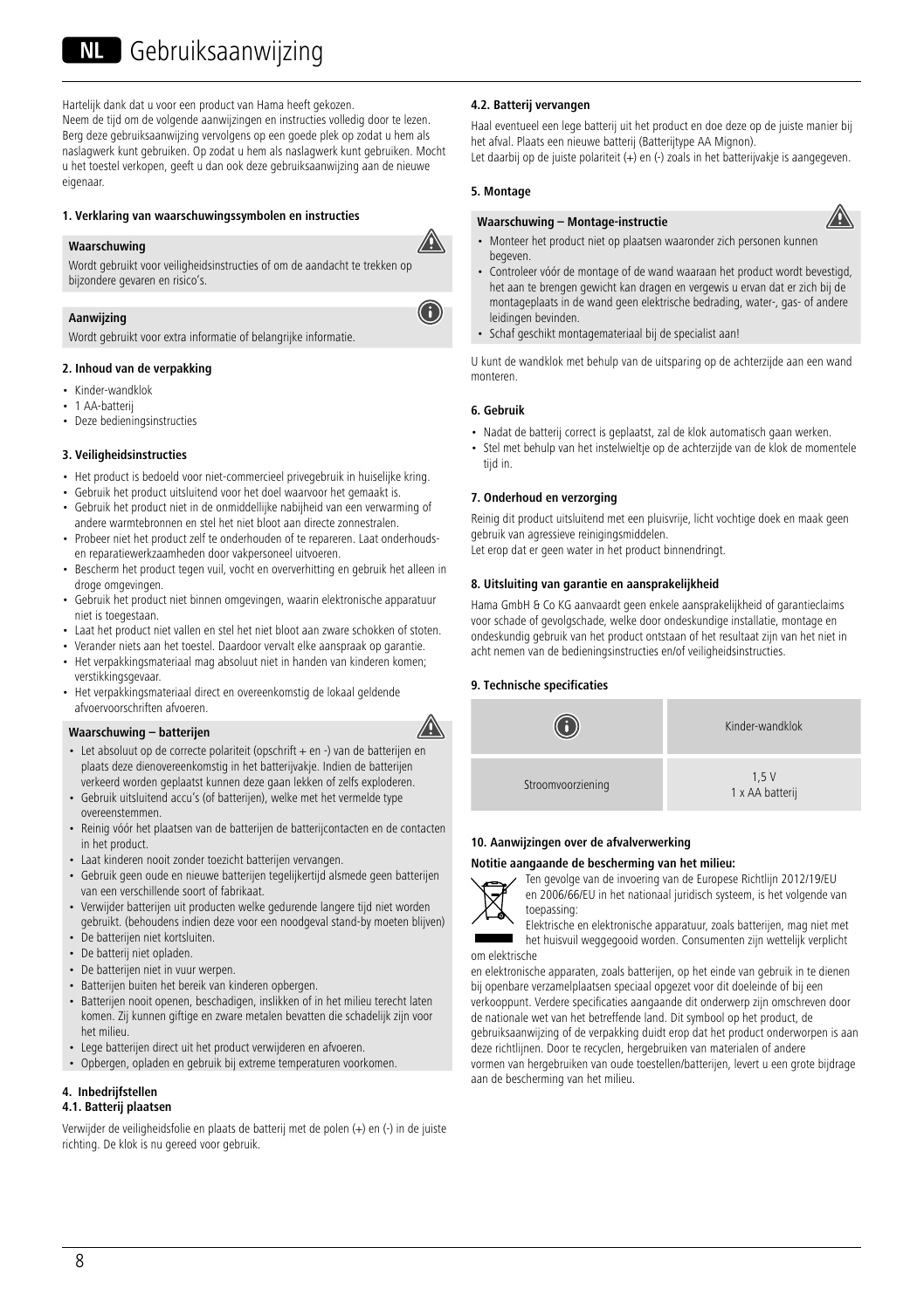# NL Gebruiksaanwijzing

Hartelijk dank dat u voor een product van Hama heeft gekozen.
Neem de tijd om de volgende aanwijzingen en instructies volledig door te lezen. Berg deze gebruiksaanwijzing vervolgens op een goede plek op zodat u hem als naslagwerk kunt gebruiken. Op zodat u hem als naslagwerk kunt gebruiken. Mocht u het toestel verkopen, geeft u dan ook deze gebruiksaanwijzing aan de nieuwe eigenaar.

**1. Verklaring van waarschuwingssymbolen en instructies**

**Waarschuwing**

Wordt gebruikt voor veiligheidsinstructies of om de aandacht te trekken op bijzondere gevaren en risico's.

**Aanwijzing**

Wordt gebruikt voor extra informatie of belangrijke informatie.

**2. Inhoud van de verpakking**

- Kinder-wandklok
- 1 AA-batterij
- Deze bedieningsinstructies

**3. Veiligheidsinstructies**

- Het product is bedoeld voor niet-commercieel privegebruik in huiselijke kring.
- Gebruik het product uitsluitend voor het doel waarvoor het gemaakt is.
- Gebruik het product niet in de onmiddellijke nabijheid van een verwarming of andere warmtebronnen en stel het niet bloot aan directe zonnestralen.
- Probeer niet het product zelf te onderhouden of te repareren. Laat onderhouds- en reparatiewerkzaamheden door vakpersoneel uitvoeren.
- Bescherm het product tegen vuil, vocht en oververhitting en gebruik het alleen in droge omgevingen.
- Gebruik het product niet binnen omgevingen, waarin elektronische apparatuur niet is toegestaan.
- Laat het product niet vallen en stel het niet bloot aan zware schokken of stoten.
- Verander niets aan het toestel. Daardoor vervalt elke aanspraak op garantie.
- Het verpakkingsmateriaal mag absoluut niet in handen van kinderen komen; verstikkingsgevaar.
- Het verpakkingsmateriaal direct en overeenkomstig de lokaal geldende afvoervoorschriften afvoeren.

**Waarschuwing – batterijen**

- Let absoluut op de correcte polariteit (opschrift + en -) van de batterijen en plaats deze dienovereenkomstig in het batterijvakje. Indien de batterijen verkeerd worden geplaatst kunnen deze gaan lekken of zelfs exploderen.
- Gebruik uitsluitend accu's (of batterijen), welke met het vermelde type overeenstemmen.
- Reinig vóór het plaatsen van de batterijen de batterijcontacten en de contacten in het product.
- Laat kinderen nooit zonder toezicht batterijen vervangen.
- Gebruik geen oude en nieuwe batterijen tegelijkertijd alsmede geen batterijen van een verschillende soort of fabrikaat.
- Verwijder batterijen uit producten welke gedurende langere tijd niet worden gebruikt. (behoudens indien deze voor een noodgeval stand-by moeten blijven)
- De batterijen niet kortsluiten.
- De batterij niet opladen.
- De batterijen niet in vuur werpen.
- Batterijen buiten het bereik van kinderen opbergen.
- Batterijen nooit openen, beschadigen, inslikken of in het milieu terecht laten komen. Zij kunnen giftige en zware metalen bevatten die schadelijk zijn voor het milieu.
- Lege batterijen direct uit het product verwijderen en afvoeren.
- Opbergen, opladen en gebruik bij extreme temperaturen voorkomen.

**4. Inbedrijfstellen**

**4.1. Batterij plaatsen**

Verwijder de veiligheidsfolie en plaats de batterij met de polen (+) en (-) in de juiste richting. De klok is nu gereed voor gebruik.

**4.2. Batterij vervangen**

Haal eventueel een lege batterij uit het product en doe deze op de juiste manier bij het afval. Plaats een nieuwe batterij (Batterijtype AA Mignon).
Let daarbij op de juiste polariteit (+) en (-) zoals in het batterijvakje is aangegeven.

**5. Montage**

**Waarschuwing – Montage-instructie**

- Monteer het product niet op plaatsen waaronder zich personen kunnen begeven.
- Controleer vóór de montage of de wand waaraan het product wordt bevestigd, het aan te brengen gewicht kan dragen en vergewis u ervan dat er zich bij de montageplaats in de wand geen elektrische bedrading, water-, gas- of andere leidingen bevinden.
- Schaf geschikt montagemateriaal bij de specialist aan!

U kunt de wandklok met behulp van de uitsparing op de achterzijde aan een wand monteren.

**6. Gebruik**

- Nadat de batterij correct is geplaatst, zal de klok automatisch gaan werken.
- Stel met behulp van het instelwieltje op de achterzijde van de klok de momentele tijd in.

**7. Onderhoud en verzorging**

Reinig dit product uitsluitend met een pluisvrije, licht vochtige doek en maak geen gebruik van agressieve reinigingsmiddelen.
Let erop dat er geen water in het product binnendringt.

**8. Uitsluiting van garantie en aansprakelijkheid**

Hama GmbH & Co KG aanvaardt geen enkele aansprakelijkheid of garantieclaims voor schade of gevolgschade, welke door ondeskundige installatie, montage en ondeskundig gebruik van het product ontstaan of het resultaat zijn van het niet in acht nemen van de bedieningsinstructies en/of veiligheidsinstructies.

**9. Technische specificaties**

| | Kinder-wandklok |
|---|---|
| Stroomvoorziening | 1,5 V<br>1 x AA batterij |

**10. Aanwijzingen over de afvalverwerking**

**Notitie aangaande de bescherming van het milieu:**

Ten gevolge van de invoering van de Europese Richtlijn 2012/19/EU en 2006/66/EU in het nationaal juridisch systeem, is het volgende van toepassing:
Elektrische en elektronische apparatuur, zoals batterijen, mag niet met het huisvuil weggegooid worden. Consumenten zijn wettelijk verplicht om elektrische en elektronische apparaten, zoals batterijen, op het einde van gebruik in te dienen bij openbare verzamelplaatsen speciaal opgezet voor dit doeleinde of bij een verkooppunt. Verdere specificaties aangaande dit onderwerp zijn omschreven door de nationale wet van het betreffende land. Dit symbool op het product, de gebruiksaanwijzing of de verpakking duidt erop dat het product onderworpen is aan deze richtlijnen. Door te recyclen, hergebruiken van materialen of andere vormen van hergebruiken van oude toestellen/batterijen, levert u een grote bijdrage aan de bescherming van het milieu.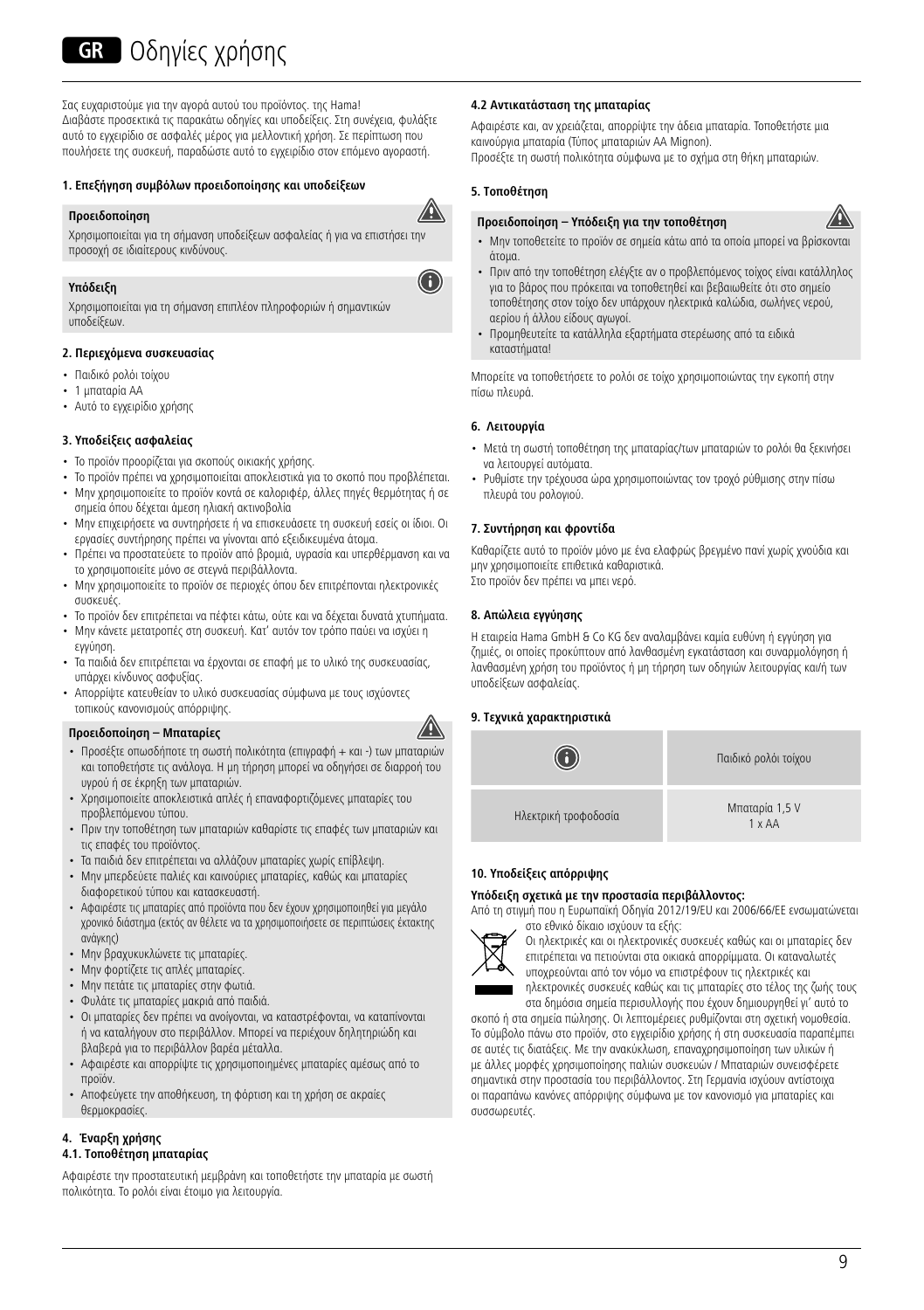# GR Οδηγίες χρήσης

Σας ευχαριστούμε για την αγορά αυτού του προϊόντος. της Hama!
Διαβάστε προσεκτικά τις παρακάτω οδηγίες και υποδείξεις. Στη συνέχεια, φυλάξτε αυτό το εγχειρίδιο σε ασφαλές μέρος για μελλοντική χρήση. Σε περίπτωση που πουλήσετε τις συσκευή, παραδώστε αυτό το εγχειρίδιο στον επόμενο αγοραστή.

### 1. Επεξήγηση συμβόλων προειδοποίησης και υποδείξεων

**Προειδοποίηση**

Χρησιμοποιείται για τη σήμανση υποδείξεων ασφαλείας ή για να επιστήσει την προσοχή σε ιδιαίτερους κινδύνους.

**Υπόδειξη**

Χρησιμοποιείται για τη σήμανση επιπλέον πληροφοριών ή σημαντικών υποδείξεων.

### 2. Περιεχόμενα συσκευασίας

- Παιδικό ρολόι τοίχου
- 1 μπαταρία AA
- Αυτό το εγχειρίδιο χρήσης

### 3. Υποδείξεις ασφαλείας

- Το προϊόν προορίζεται για σκοπούς οικιακής χρήσης.
- Το προϊόν πρέπει να χρησιμοποιείται αποκλειστικά για το σκοπό που προβλέπεται.
- Μην χρησιμοποιείτε το προϊόν κοντά σε καλοριφέρ, άλλες πηγές θερμότητας ή σε σημεία όπου δέχεται άμεση ηλιακή ακτινοβολία
- Μην επιχειρήσετε να συντηρήσετε ή να επισκευάσετε τη συσκευή εσείς οι ίδιοι. Οι εργασίες συντήρησης πρέπει να γίνονται από εξειδικευμένα άτομα.
- Πρέπει να προστατεύετε το προϊόν από βρομιά, υγρασία και υπερθέρμανση και να το χρησιμοποιείτε μόνο σε στεγνά περιβάλλοντα.
- Μην χρησιμοποιείτε το προϊόν σε περιοχές όπου δεν επιτρέπονται ηλεκτρονικές συσκευές.
- Το προϊόν δεν επιτρέπεται να πέφτει κάτω, ούτε και να δέχεται δυνατά χτυπήματα.
- Μην κάνετε μετατροπές στη συσκευή. Κατ' αυτόν τον τρόπο παύει να ισχύει η εγγύηση.
- Τα παιδιά δεν επιτρέπεται να έρχονται σε επαφή με το υλικό της συσκευασίας, υπάρχει κίνδυνος ασφυξίας.
- Απορρίψτε κατευθείαν το υλικό συσκευασίας σύμφωνα με τους ισχύοντες τοπικούς κανονισμούς απόρριψης.

**Προειδοποίηση – Μπαταρίες**

- Προσέξτε οπωσδήποτε τη σωστή πολικότητα (επιγραφή + και -) των μπαταριών και τοποθετήστε τις ανάλογα. Η μη τήρηση μπορεί να οδηγήσει σε διαρροή του υγρού ή σε έκρηξη των μπαταριών.
- Χρησιμοποιείτε αποκλειστικά απλές ή επαναφορτιζόμενες μπαταρίες του προβλεπόμενου τύπου.
- Πριν την τοποθέτηση των μπαταριών καθαρίστε τις επαφές των μπαταριών και τις επαφές του προϊόντος.
- Τα παιδιά δεν επιτρέπεται να αλλάζουν μπαταρίες χωρίς επίβλεψη.
- Μην μπερδεύετε παλιές και καινούριες μπαταρίες, καθώς και μπαταρίες διαφορετικού τύπου και κατασκευαστή.
- Αφαιρέστε τις μπαταρίες από προϊόντα που δεν έχουν χρησιμοποιηθεί για μεγάλο χρονικό διάστημα (εκτός αν θέλετε να τα χρησιμοποιήσετε σε περιπτώσεις έκτακτης ανάγκης)
- Μην βραχυκυκλώνετε τις μπαταρίες.
- Μην φορτίζετε τις απλές μπαταρίες.
- Μην πετάτε τις μπαταρίες στην φωτιά.
- Φυλάτε τις μπαταρίες μακριά από παιδιά.
- Οι μπαταρίες δεν πρέπει να ανοίγονται, να καταστρέφονται, να καταπίνονται ή να καταλήγουν στο περιβάλλον. Μπορεί να περιέχουν δηλητηριώδη και βλαβερά για το περιβάλλον βαρέα μέταλλα.
- Αφαιρέστε και απορρίψτε τις χρησιμοποιημένες μπαταρίες αμέσως από το προϊόν.
- Αποφεύγετε την αποθήκευση, τη φόρτιση και τη χρήση σε ακραίες θερμοκρασίες.

### 4. Έναρξη χρήσης

#### 4.1. Τοποθέτηση μπαταρίας

Αφαιρέστε την προστατευτική μεμβράνη και τοποθετήστε την μπαταρία με σωστή πολικότητα. Το ρολόι είναι έτοιμο για λειτουργία.

#### 4.2 Αντικατάσταση της μπαταρίας

Αφαιρέστε και, αν χρειάζεται, απορρίψτε την άδεια μπαταρία. Τοποθετήστε μια καινούργια μπαταρία (Τύπος μπαταριών AA Mignon).
Προσέξτε τη σωστή πολικότητα σύμφωνα με το σχήμα στη θήκη μπαταριών.

### 5. Τοποθέτηση

**Προειδοποίηση – Υπόδειξη για την τοποθέτηση**

- Μην τοποθετείτε το προϊόν σε σημεία κάτω από τα οποία μπορεί να βρίσκονται άτομα.
- Πριν από την τοποθέτηση ελέγξτε αν ο προβλεπόμενος τοίχος είναι κατάλληλος για το βάρος που πρόκειται να τοποθετηθεί και βεβαιωθείτε ότι στο σημείο τοποθέτησης στον τοίχο δεν υπάρχουν ηλεκτρικά καλώδια, σωλήνες νερού, αερίου ή άλλου είδους αγωγοί.
- Προμηθευτείτε τα κατάλληλα εξαρτήματα στερέωσης από τα ειδικά καταστήματα!

Μπορείτε να τοποθετήσετε το ρολόι σε τοίχο χρησιμοποιώντας την εγκοπή στην πίσω πλευρά.

### 6. Λειτουργία

- Μετά τη σωστή τοποθέτηση της μπαταρίας/των μπαταριών το ρολόι θα ξεκινήσει να λειτουργεί αυτόματα.
- Ρυθμίστε την τρέχουσα ώρα χρησιμοποιώντας τον τροχό ρύθμισης στην πίσω πλευρά του ρολογιού.

### 7. Συντήρηση και φροντίδα

Καθαρίζετε αυτό το προϊόν μόνο με ένα ελαφρώς βρεγμένο πανί χωρίς χνούδια και μην χρησιμοποιείτε επιθετικά καθαριστικά.
Στο προϊόν δεν πρέπει να μπει νερό.

### 8. Απώλεια εγγύησης

Η εταιρεία Hama GmbH & Co KG δεν αναλαμβάνει καμία ευθύνη ή εγγύηση για ζημιές, οι οποίες προκύπτουν από λανθασμένη εγκατάσταση και συναρμολόγηση ή λανθασμένη χρήση του προϊόντος ή μη τήρηση των οδηγιών λειτουργίας και/ή των υποδείξεων ασφαλείας.

### 9. Τεχνικά χαρακτηριστικά

| ⓘ | Παιδικό ρολόι τοίχου |
|---|---|
| Ηλεκτρική τροφοδοσία | Μπαταρία 1,5 V<br>1 x AA |

### 10. Υποδείξεις απόρριψης

**Υπόδειξη σχετικά με την προστασία περιβάλλοντος:**

Από τη στιγμή που η Ευρωπαϊκή Οδηγία 2012/19/EU και 2006/66/EE ενσωματώνεται στο εθνικό δίκαιο ισχύουν τα εξής:
Οι ηλεκτρικές και οι ηλεκτρονικές συσκευές καθώς και οι μπαταρίες δεν επιτρέπεται να πετιούνται στα οικιακά απορρίμματα. Οι καταναλωτές υποχρεούνται από τον νόμο να επιστρέφουν τις ηλεκτρικές και ηλεκτρονικές συσκευές καθώς και τις μπαταρίες στο τέλος της ζωής τους στα δημόσια σημεία περισυλλογής που έχουν δημιουργηθεί γι' αυτό το σκοπό ή στα σημεία πώλησης. Οι λεπτομέρειες ρυθμίζονται στη σχετική νομοθεσία. Το σύμβολο πάνω στο προϊόν, στο εγχειρίδιο χρήσης ή στη συσκευασία παραπέμπει σε αυτές τις διατάξεις. Με την ανακύκλωση, επαναχρησιμοποίηση των υλικών ή με άλλες μορφές χρησιμοποίησης παλιών συσκευών / Μπαταριών συνεισφέρετε σημαντικά στην προστασία του περιβάλλοντος. Στη Γερμανία ισχύουν αντίστοιχα οι παραπάνω κανόνες απόρριψης σύμφωνα με τον κανονισμό για μπαταρίες και συσσωρευτές.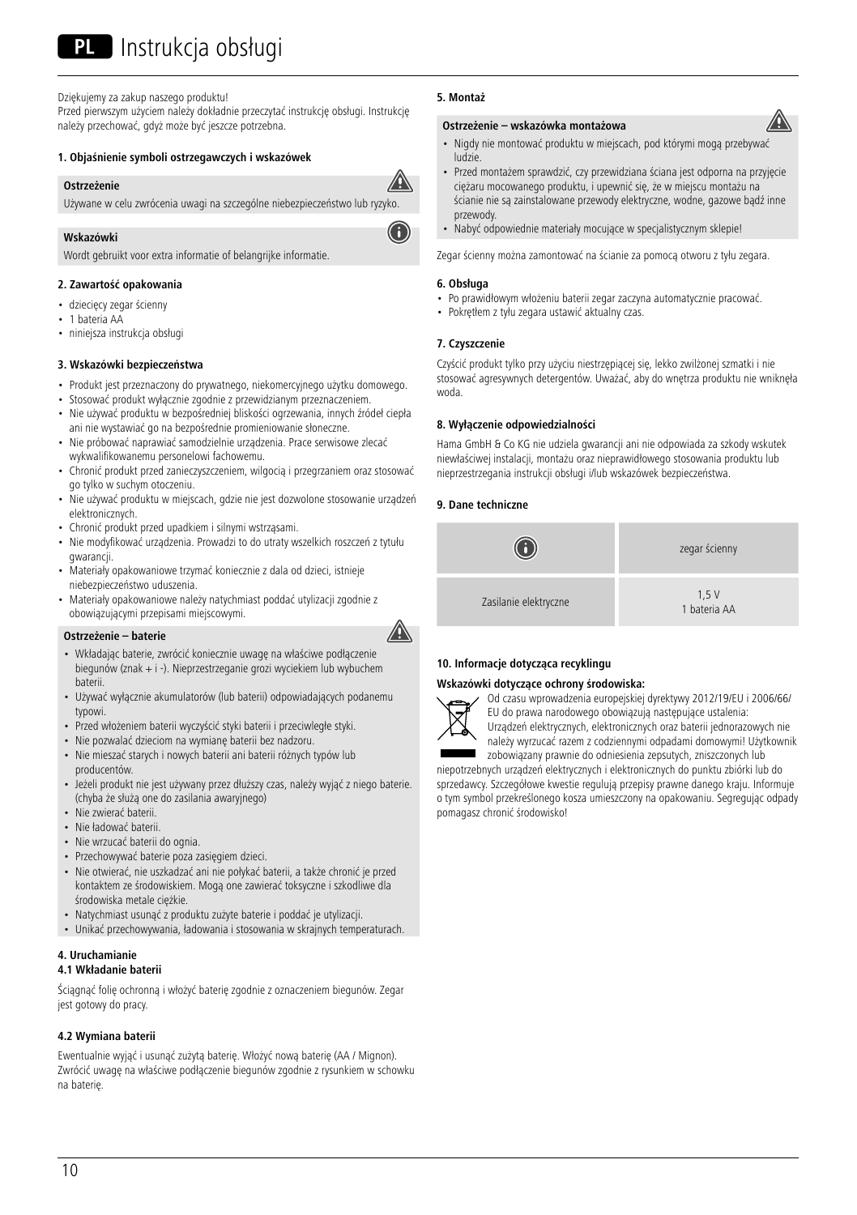# PL Instrukcja obsługi

Dziękujemy za zakup naszego produktu!
Przed pierwszym użyciem należy dokładnie przeczytać instrukcję obsługi. Instrukcję należy przechować, gdyż może być jeszcze potrzebna.

### 1. Objaśnienie symboli ostrzegawczych i wskazówek

**Ostrzeżenie**

Używane w celu zwrócenia uwagi na szczególne niebezpieczeństwo lub ryzyko.

**Wskazówki**

Wordt gebruikt voor extra informatie of belangrijke informatie.

### 2. Zawartość opakowania

- dziecięcy zegar ścienny
- 1 bateria AA
- niniejsza instrukcja obsługi

### 3. Wskazówki bezpieczeństwa

- Produkt jest przeznaczony do prywatnego, niekomercyjnego użytku domowego.
- Stosować produkt wyłącznie zgodnie z przewidzianym przeznaczeniem.
- Nie używać produktu w bezpośredniej bliskości ogrzewania, innych źródeł ciepła ani nie wystawiać go na bezpośrednie promieniowanie słoneczne.
- Nie próbować naprawiać samodzielnie urządzenia. Prace serwisowe zlecać wykwalifikowanemu personelowi fachowemu.
- Chronić produkt przed zanieczyszczeniem, wilgocią i przegrzaniem oraz stosować go tylko w suchym otoczeniu.
- Nie używać produktu w miejscach, gdzie nie jest dozwolone stosowanie urządzeń elektronicznych.
- Chronić produkt przed upadkiem i silnymi wstrząsami.
- Nie modyfikować urządzenia. Prowadzi to do utraty wszelkich roszczeń z tytułu gwarancji.
- Materiały opakowaniowe trzymać koniecznie z dala od dzieci, istnieje niebezpieczeństwo uduszenia.
- Materiały opakowaniowe należy natychmiast poddać utylizacji zgodnie z obowiązującymi przepisami miejscowymi.

**Ostrzeżenie – baterie**

- Wkładając baterie, zwrócić koniecznie uwagę na właściwe podłączenie biegunów (znak + i -). Nieprzestrzeganie grozi wyciekiem lub wybuchem baterii.
- Używać wyłącznie akumulatorów (lub baterii) odpowiadających podanemu typowi.
- Przed włożeniem baterii wyczyścić styki baterii i przeciwległe styki.
- Nie pozwalać dzieciom na wymianę baterii bez nadzoru.
- Nie mieszać starych i nowych baterii ani baterii różnych typów lub producentów.
- Jeżeli produkt nie jest używany przez dłuższy czas, należy wyjąć z niego baterie. (chyba że służą one do zasilania awaryjnego)
- Nie zwierać baterii.
- Nie ładować baterii.
- Nie wrzucać baterii do ognia.
- Przechowywać baterie poza zasięgiem dzieci.
- Nie otwierać, nie uszkadzać ani nie połykać baterii, a także chronić je przed kontaktem ze środowiskiem. Mogą one zawierać toksyczne i szkodliwe dla środowiska metale ciężkie.
- Natychmiast usunąć z produktu zużyte baterie i poddać je utylizacji.
- Unikać przechowywania, ładowania i stosowania w skrajnych temperaturach.

### 4. Uruchamianie

#### 4.1 Wkładanie baterii

Ściągnąć folię ochronną i włożyć baterię zgodnie z oznaczeniem biegunów. Zegar jest gotowy do pracy.

#### 4.2 Wymiana baterii

Ewentualnie wyjąć i usunąć zużytą baterię. Włożyć nową baterię (AA / Mignon). Zwrócić uwagę na właściwe podłączenie biegunów zgodnie z rysunkiem w schowku na baterię.

### 5. Montaż

**Ostrzeżenie – wskazówka montażowa**

- Nigdy nie montować produktu w miejscach, pod którymi mogą przebywać ludzie.
- Przed montażem sprawdzić, czy przewidziana ściana jest odporna na przyjęcie ciężaru mocowanego produktu, i upewnić się, że w miejscu montażu na ścianie nie są zainstalowane przewody elektryczne, wodne, gazowe bądź inne przewody.
- Nabyć odpowiednie materiały mocujące w specjalistycznym sklepie!

Zegar ścienny można zamontować na ścianie za pomocą otworu z tyłu zegara.

### 6. Obsługa

- Po prawidłowym włożeniu baterii zegar zaczyna automatycznie pracować.
- Pokrętłem z tyłu zegara ustawić aktualny czas.

### 7. Czyszczenie

Czyścić produkt tylko przy użyciu niestrzępiącej się, lekko zwilżonej szmatki i nie stosować agresywnych detergentów. Uważać, aby do wnętrza produktu nie wniknęła woda.

### 8. Wyłączenie odpowiedzialności

Hama GmbH & Co KG nie udziela gwarancji ani nie odpowiada za szkody wskutek niewłaściwej instalacji, montażu oraz nieprawidłowego stosowania produktu lub nieprzestrzegania instrukcji obsługi i/lub wskazówek bezpieczeństwa.

### 9. Dane techniczne

| ⓘ | zegar ścienny |
|---|---|
| Zasilanie elektryczne | 1,5 V<br>1 bateria AA |

### 10. Informacje dotycząca recyklingu

**Wskazówki dotyczące ochrony środowiska:**

Od czasu wprowadzenia europejskiej dyrektywy 2012/19/EU i 2006/66/EU do prawa narodowego obowiązują następujące ustalenia:
Urządzeń elektrycznych, elektronicznych oraz baterii jednorazowych nie należy wyrzucać razem z codziennymi odpadami domowymi! Użytkownik zobowiązany prawnie do odniesienia zepsutych, zniszczonych lub niepotrzebnych urządzeń elektrycznych i elektronicznych do punktu zbiórki lub do sprzedawcy. Szczegółowe kwestie regulują przepisy prawne danego kraju. Informuje o tym symbol przekreślonego kosza umieszczony na opakowaniu. Segregując odpady pomagasz chronić środowisko!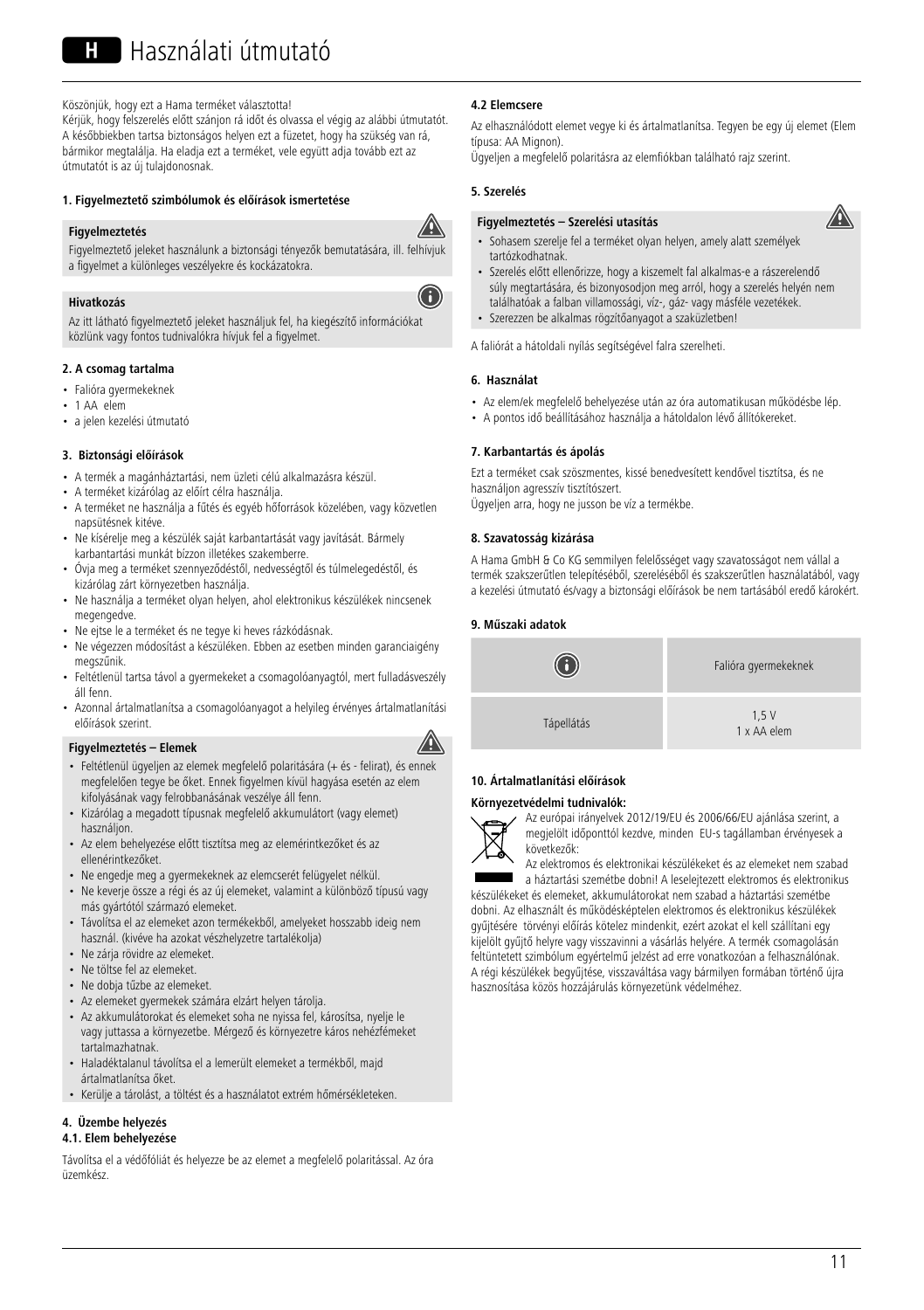# H Használati útmutató

Köszönjük, hogy ezt a Hama terméket választotta!
Kérjük, hogy felszerelés előtt szánjon rá időt és olvassa el végig az alábbi útmutatót. A későbbiekben tartsa biztonságos helyen ezt a füzetet, hogy ha szükség van rá, bármikor megtalálja. Ha eladja ezt a terméket, vele együtt adja tovább ezt az útmutatót is az új tulajdonosnak.

### 1. Figyelmeztető szimbólumok és előírások ismertetése

**Figyelmeztetés**

Figyelmeztető jeleket használunk a biztonsági tényezők bemutatására, ill. felhívjuk a figyelmet a különleges veszélyekre és kockázatokra.

**Hivatkozás**

Az itt látható figyelmeztető jeleket használjuk fel, ha kiegészítő információkat közlünk vagy fontos tudnivalókra hívjuk fel a figyelmet.

### 2. A csomag tartalma

- Falióra gyermekeknek
- 1 AA elem
- a jelen kezelési útmutató

### 3. Biztonsági előírások

- A termék a magánháztartási, nem üzleti célú alkalmazásra készül.
- A terméket kizárólag az előírt célra használja.
- A terméket ne használja a fűtés és egyéb hőforrások közelében, vagy közvetlen napsütésnek kitéve.
- Ne kísérelje meg a készülék saját karbantartását vagy javítását. Bármely karbantartási munkát bízzon illetékes szakemberre.
- Óvja meg a terméket szennyeződéstől, nedvességtől és túlmelegedéstől, és kizárólag zárt környezetben használja.
- Ne használja a terméket olyan helyen, ahol elektronikus készülékek nincsenek megengedve.
- Ne ejtse le a terméket és ne tegye ki heves rázkódásnak.
- Ne végezzen módosítást a készüléken. Ebben az esetben minden garanciaigény megszűnik.
- Feltétlenül tartsa távol a gyermekeket a csomagolóanyagtól, mert fulladásveszély áll fenn.
- Azonnal ártalmatlanítsa a csomagolóanyagot a helyileg érvényes ártalmatlanítási előírások szerint.

**Figyelmeztetés – Elemek**

- Feltétlenül ügyeljen az elemek megfelelő polaritására (+ és - felirat), és ennek megfelelően tegye be őket. Ennek figyelmen kívül hagyása esetén az elem kifolyásának vagy felrobbanásának veszélye áll fenn.
- Kizárólag a megadott típusnak megfelelő akkumulátort (vagy elemet) használjon.
- Az elem behelyezése előtt tisztítsa meg az elemérintkezőket és az ellenérintkezőket.
- Ne engedje meg a gyermekeknek az elemcserét felügyelet nélkül.
- Ne keverje össze a régi és az új elemeket, valamint a különböző típusú vagy más gyártótól származó elemeket.
- Távolítsa el az elemeket azon termékekből, amelyeket hosszabb ideig nem használ. (kivéve ha azokat vészhelyzetre tartalékolja)
- Ne zárja rövidre az elemeket.
- Ne töltse fel az elemeket.
- Ne dobja tűzbe az elemeket.
- Az elemeket gyermekek számára elzárt helyen tárolja.
- Az akkumulátorokat és elemeket soha ne nyissa fel, károsítsa, nyelje le vagy juttassa a környezetbe. Mérgező és környezetre káros nehézfémeket tartalmazhatnak.
- Haladéktalanul távolítsa el a lemerült elemeket a termékből, majd ártalmatlanítsa őket.
- Kerülje a tárolást, a töltést és a használatot extrém hőmérsékleteken.

### 4. Üzembe helyezés

#### 4.1. Elem behelyezése

Távolítsa el a védőfóliát és helyezze be az elemet a megfelelő polaritással. Az óra üzemkész.

#### 4.2 Elemcsere

Az elhasználódott elemet vegye ki és ártalmatlanítsa. Tegyen be egy új elemet (Elem típusa: AA Mignon).
Ügyeljen a megfelelő polaritásra az elemfiókban található rajz szerint.

### 5. Szerelés

**Figyelmeztetés – Szerelési utasítás**

- Sohasem szerelje fel a terméket olyan helyen, amely alatt személyek tartózkodhatnak.
- Szerelés előtt ellenőrizze, hogy a kiszemelt fal alkalmas-e a rászerelendő súly megtartására, és bizonyosodjon meg arról, hogy a szerelés helyén nem találhatóak a falban villamossági, víz-, gáz- vagy másféle vezetékek.
- Szerezzen be alkalmas rögzítőanyagot a szaküzletben!

A faliórát a hátoldali nyílás segítségével falra szerelheti.

### 6. Használat

- Az elem/ek megfelelő behelyezése után az óra automatikusan működésbe lép.
- A pontos idő beállításához használja a hátoldalon lévő állítókereket.

### 7. Karbantartás és ápolás

Ezt a terméket csak szöszmentes, kissé benedvesített kendővel tisztítsa, és ne használjon agresszív tisztítószert.
Ügyeljen arra, hogy ne jusson be víz a termékbe.

### 8. Szavatosság kizárása

A Hama GmbH & Co KG semmilyen felelősséget vagy szavatosságot nem vállal a termék szakszerűtlen telepítéséből, szereléséből és szakszerűtlen használatából, vagy a kezelési útmutató és/vagy a biztonsági előírások be nem tartásából eredő károkért.

### 9. Műszaki adatok

| (i) | Falióra gyermekeknek |
|---|---|
| Tápellátás | 1,5 V<br>1 x AA elem |

### 10. Ártalmatlanítási előírások

**Környezetvédelmi tudnivalók:**

Az európai irányelvek 2012/19/EU és 2006/66/EU ajánlása szerint, a megjelölt időponttól kezdve, minden EU-s tagállamban érvényesek a következők:
Az elektromos és elektronikai készülékeket és az elemeket nem szabad a háztartási szemétbe dobni! A leselejtezett elektromos és elektronikus készülékeket és elemeket, akkumulátorokat nem szabad a háztartási szemétbe dobni. Az elhasznált és működésképtelen elektromos és elektronikus készülékek gyűjtésére törvényi előírás kötelez mindenkit, ezért azokat el kell szállítani egy kijelölt gyűjtő helyre vagy visszavinni a vásárlás helyére. A termék csomagolásán feltüntetett szimbólum egyértelmű jelzést ad erre vonatkozóan a felhasználóknak. A régi készülékek begyűjtése, visszaváltása vagy bármilyen formában történő újra hasznosítása közös hozzájárulás környezetünk védelméhez.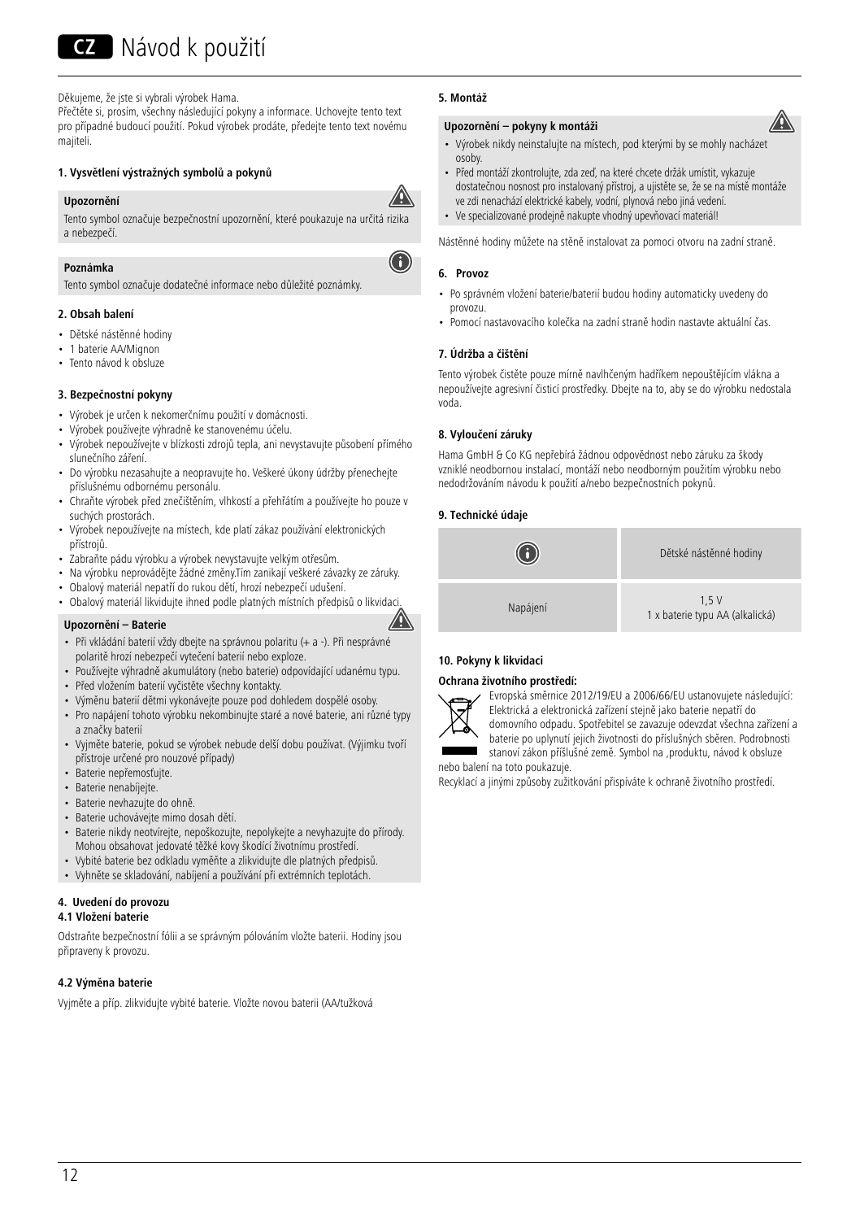# CZ Návod k použití

Děkujeme, že jste si vybrali výrobek Hama.
Přečtěte si, prosím, všechny následující pokyny a informace. Uchovejte tento text pro případné budoucí použití. Pokud výrobek prodáte, předejte tento text novému majiteli.

#### 1. Vysvětlení výstražných symbolů a pokynů

**Upozornění**

Tento symbol označuje bezpečnostní upozornění, které poukazuje na určitá rizika a nebezpečí.

**Poznámka**

Tento symbol označuje dodatečné informace nebo důležité poznámky.

#### 2. Obsah balení

- Dětské nástěnné hodiny
- 1 baterie AA/Mignon
- Tento návod k obsluze

#### 3. Bezpečnostní pokyny

- Výrobek je určen k nekomerčnímu použití v domácnosti.
- Výrobek používejte výhradně ke stanovenému účelu.
- Výrobek nepoužívejte v blízkosti zdrojů tepla, ani nevystavujte působení přímého slunečního záření.
- Do výrobku nezasahujte a neopravujte ho. Veškeré úkony údržby přenechejte příslušnému odbornému personálu.
- Chraňte výrobek před znečištěním, vlhkostí a přehřátím a používejte ho pouze v suchých prostorách.
- Výrobek nepoužívejte na místech, kde platí zákaz používání elektronických přístrojů.
- Zabraňte pádu výrobku a výrobek nevystavujte velkým otřesům.
- Na výrobku neprovádějte žádné změny.Tím zanikají veškeré závazky ze záruky.
- Obalový materiál nepatří do rukou dětí, hrozí nebezpečí udušení.
- Obalový materiál likvidujte ihned podle platných místních předpisů o likvidaci.

**Upozornění – Baterie**

- Při vkládání baterií vždy dbejte na správnou polaritu (+ a -). Při nesprávné polaritě hrozí nebezpečí vytečení baterií nebo exploze.
- Používejte výhradně akumulátory (nebo baterie) odpovídající udanému typu.
- Před vložením baterií vyčistěte všechny kontakty.
- Výměnu baterií dětmi vykonávejte pouze pod dohledem dospělé osoby.
- Pro napájení tohoto výrobku nekombinujte staré a nové baterie, ani různé typy a značky baterií
- Vyjměte baterie, pokud se výrobek nebude delší dobu používat. (Výjimku tvoří přístroje určené pro nouzové případy)
- Baterie nepřemosťujte.
- Baterie nenabíjejte.
- Baterie nevhazujte do ohně.
- Baterie uchovávejte mimo dosah dětí.
- Baterie nikdy neotvírejte, nepoškozujte, nepolykejte a nevyhazujte do přírody. Mohou obsahovat jedovaté těžké kovy škodící životnímu prostředí.
- Vybité baterie bez odkladu vyměňte a zlikvidujte dle platných předpisů.
- Vyhněte se skladování, nabíjení a používání při extrémních teplotách.

#### 4. Uvedení do provozu

**4.1 Vložení baterie**

Odstraňte bezpečnostní fólii a se správným pólováním vložte baterii. Hodiny jsou připraveny k provozu.

**4.2 Výměna baterie**

Vyjměte a příp. zlikvidujte vybité baterie. Vložte novou baterii (AA/tužková

#### 5. Montáž

**Upozornění – pokyny k montáži**

- Výrobek nikdy neinstalujte na místech, pod kterými by se mohly nacházet osoby.
- Před montáží zkontrolujte, zda zeď, na které chcete držák umístit, vykazuje dostatečnou nosnost pro instalovaný přístroj, a ujistěte se, že se na místě montáže ve zdi nenachází elektrické kabely, vodní, plynová nebo jiná vedení.
- Ve specializované prodejně nakupte vhodný upevňovací materiál!

Nástěnné hodiny můžete na stěně instalovat za pomoci otvoru na zadní straně.

#### 6. Provoz

- Po správném vložení baterie/baterií budou hodiny automaticky uvedeny do provozu.
- Pomocí nastavovacího kolečka na zadní straně hodin nastavte aktuální čas.

#### 7. Údržba a čištění

Tento výrobek čistěte pouze mírně navlhčeným hadříkem nepouštějícím vlákna a nepoužívejte agresivní čisticí prostředky. Dbejte na to, aby se do výrobku nedostala voda.

#### 8. Vyloučení záruky

Hama GmbH & Co KG nepřebírá žádnou odpovědnost nebo záruku za škody vzniklé neodbornou instalací, montáží nebo neodborným použitím výrobku nebo nedodržováním návodu k použití a/nebo bezpečnostních pokynů.

#### 9. Technické údaje

| | Dětské nástěnné hodiny |
|---|---|
| Napájení | 1,5 V<br>1 x baterie typu AA (alkalická) |

#### 10. Pokyny k likvidaci

**Ochrana životního prostředí:**

Evropská směrnice 2012/19/EU a 2006/66/EU ustanovujete následující: Elektrická a elektronická zařízení stejně jako baterie nepatří do domovního odpadu. Spotřebitel se zavazuje odevzdat všechna zařízení a baterie po uplynutí jejich životnosti do příslušných sběren. Podrobnosti stanoví zákon příslušné země. Symbol na ‚produktu, návod k obsluze nebo balení na toto poukazuje.

Recyklací a jinými způsoby zužitkování přispíváte k ochraně životního prostředí.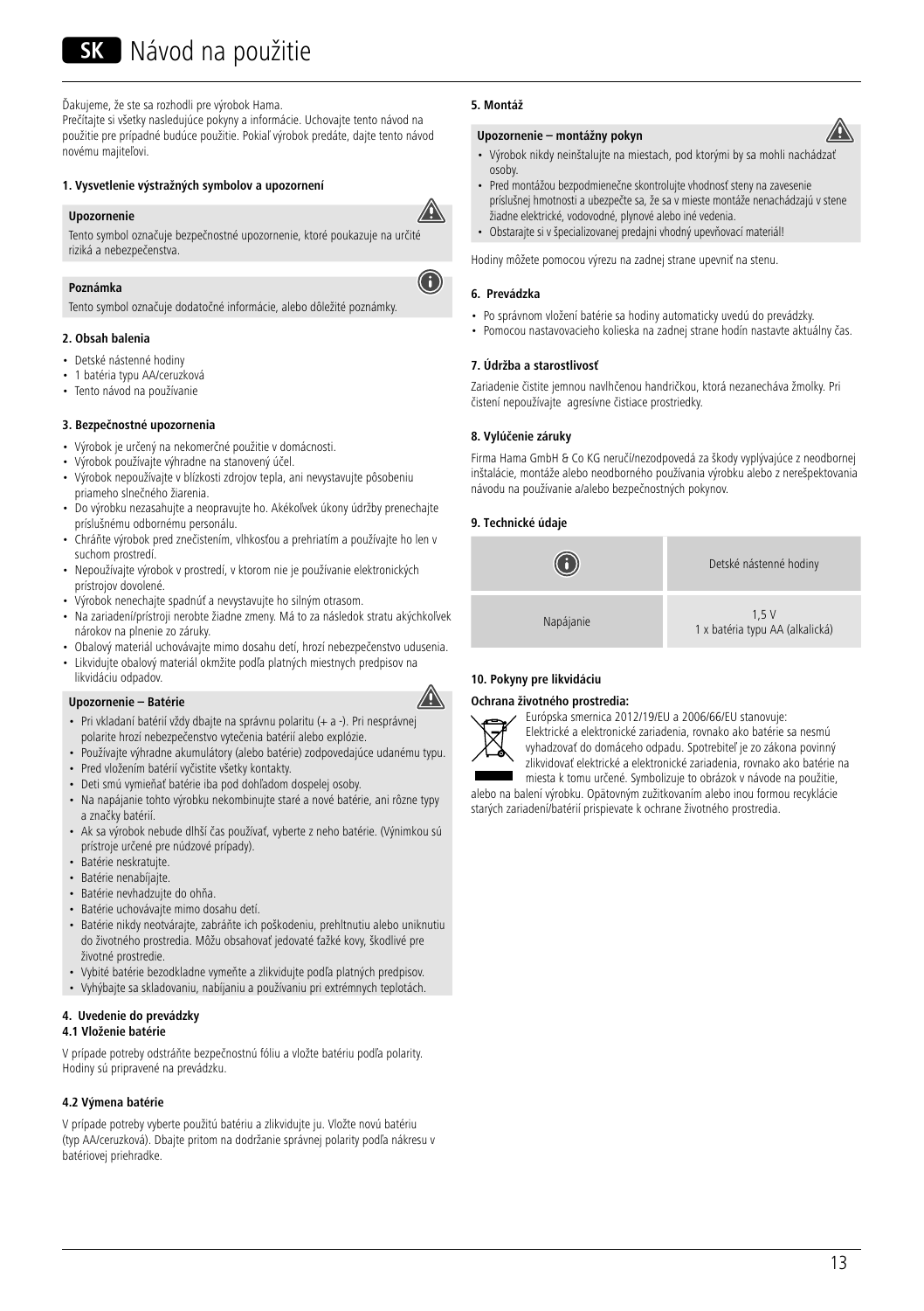# SK Návod na použitie

Ďakujeme, že ste sa rozhodli pre výrobok Hama.
Prečítajte si všetky nasledujúce pokyny a informácie. Uchovajte tento návod na použitie pre prípadné budúce použitie. Pokiaľ výrobok predáte, dajte tento návod novému majiteľovi.

### 1. Vysvetlenie výstražných symbolov a upozornení

**Upozornenie**

Tento symbol označuje bezpečnostné upozornenie, ktoré poukazuje na určité riziká a nebezpečenstva.

**Poznámka**

Tento symbol označuje dodatočné informácie, alebo dôležité poznámky.

### 2. Obsah balenia

- Detské nástenné hodiny
- 1 batéria typu AA/ceruzková
- Tento návod na používanie

### 3. Bezpečnostné upozornenia

- Výrobok je určený na nekomerčné použitie v domácnosti.
- Výrobok používajte výhradne na stanovený účel.
- Výrobok nepoužívajte v blízkosti zdrojov tepla, ani nevystavujte pôsobeniu priameho slnečného žiarenia.
- Do výrobku nezasahujte a neopravujte ho. Akékoľvek úkony údržby prenechajte príslušnému odbornému personálu.
- Chráňte výrobok pred znečistením, vlhkosťou a prehriatím a používajte ho len v suchom prostredí.
- Nepoužívajte výrobok v prostredí, v ktorom nie je používanie elektronických prístrojov dovolené.
- Výrobok nenechajte spadnúť a nevystavujte ho silným otrasom.
- Na zariadení/prístroji nerobte žiadne zmeny. Má to za následok stratu akýchkoľvek nárokov na plnenie zo záruky.
- Obalový materiál uchovávajte mimo dosahu detí, hrozí nebezpečenstvo udusenia.
- Likvidujte obalový materiál okmžite podľa platných miestnych predpisov na likvidáciu odpadov.

**Upozornenie – Batérie**

- Pri vkladaní batérií vždy dbajte na správnu polaritu (+ a -). Pri nesprávnej polarite hrozí nebezpečenstvo vytečenia batérií alebo explózie.
- Používajte výhradne akumulátory (alebo batérie) zodpovedajúce udanému typu.
- Pred vložením batérií vyčistite všetky kontakty.
- Deti smú vymieňať batérie iba pod dohľadom dospelej osoby.
- Na napájanie tohto výrobku nekombinujte staré a nové batérie, ani rôzne typy a značky batérií.
- Ak sa výrobok nebude dlhší čas používať, vyberte z neho batérie. (Výnimkou sú prístroje určené pre núdzové prípady).
- Batérie neskratujte.
- Batérie nenabíjajte.
- Batérie nevhadzujte do ohňa.
- Batérie uchovávajte mimo dosahu detí.
- Batérie nikdy neotvárajte, zabráňte ich poškodeniu, prehltnutiu alebo uniknutiu do životného prostredia. Môžu obsahovať jedovaté ťažké kovy, škodlivé pre životné prostredie.
- Vybité batérie bezodkladne vymeňte a zlikvidujte podľa platných predpisov.
- Vyhýbajte sa skladovaniu, nabíjaniu a používaniu pri extrémnych teplotách.

### 4. Uvedenie do prevádzky

#### 4.1 Vloženie batérie

V prípade potreby odstráňte bezpečnostnú fóliu a vložte batériu podľa polarity. Hodiny sú pripravené na prevádzku.

#### 4.2 Výmena batérie

V prípade potreby vyberte použitú batériu a zlikvidujte ju. Vložte novú batériu (typ AA/ceruzková). Dbajte pritom na dodržanie správnej polarity podľa nákresu v batériovej priehradke.

### 5. Montáž

**Upozornenie – montážny pokyn**

- Výrobok nikdy neinštalujte na miestach, pod ktorými by sa mohli nachádzať osoby.
- Pred montážou bezpodmienečne skontrolujte vhodnosť steny na zavesenie príslušnej hmotnosti a ubezpečte sa, že sa v mieste montáže nenachádzajú v stene žiadne elektrické, vodovodné, plynové alebo iné vedenia.
- Obstarajte si v špecializovanej predajni vhodný upevňovací materiál!

Hodiny môžete pomocou výrezu na zadnej strane upevniť na stenu.

### 6. Prevádzka

- Po správnom vložení batérie sa hodiny automaticky uvedú do prevádzky.
- Pomocou nastavovacieho kolieska na zadnej strane hodín nastavte aktuálny čas.

### 7. Údržba a starostlivosť

Zariadenie čistite jemnou navlhčenou handričkou, ktorá nezanecháva žmolky. Pri čistení nepoužívajte agresívne čistiace prostriedky.

### 8. Vylúčenie záruky

Firma Hama GmbH & Co KG neručí/nezodpovedá za škody vyplývajúce z neodbornej inštalácie, montáže alebo neodborného používania výrobku alebo z nerešpektovania návodu na používanie a/alebo bezpečnostných pokynov.

### 9. Technické údaje

| ⓘ | Detské nástenné hodiny |
|---|---|
| Napájanie | 1,5 V<br>1 x batéria typu AA (alkalická) |

### 10. Pokyny pre likvidáciu

**Ochrana životného prostredia:**

Európska smernica 2012/19/EU a 2006/66/EU stanovuje:
Elektrické a elektronické zariadenia, rovnako ako batérie sa nesmú vyhadzovať do domáceho odpadu. Spotrebiteľ je zo zákona povinný zlikvidovať elektrické a elektronické zariadenia, rovnako ako batérie na miesta k tomu určené. Symbolizuje to obrázok v návode na použitie, alebo na balení výrobku. Opätovným zužitkovaním alebo inou formou recyklácie starých zariadení/batérií prispievate k ochrane životného prostredia.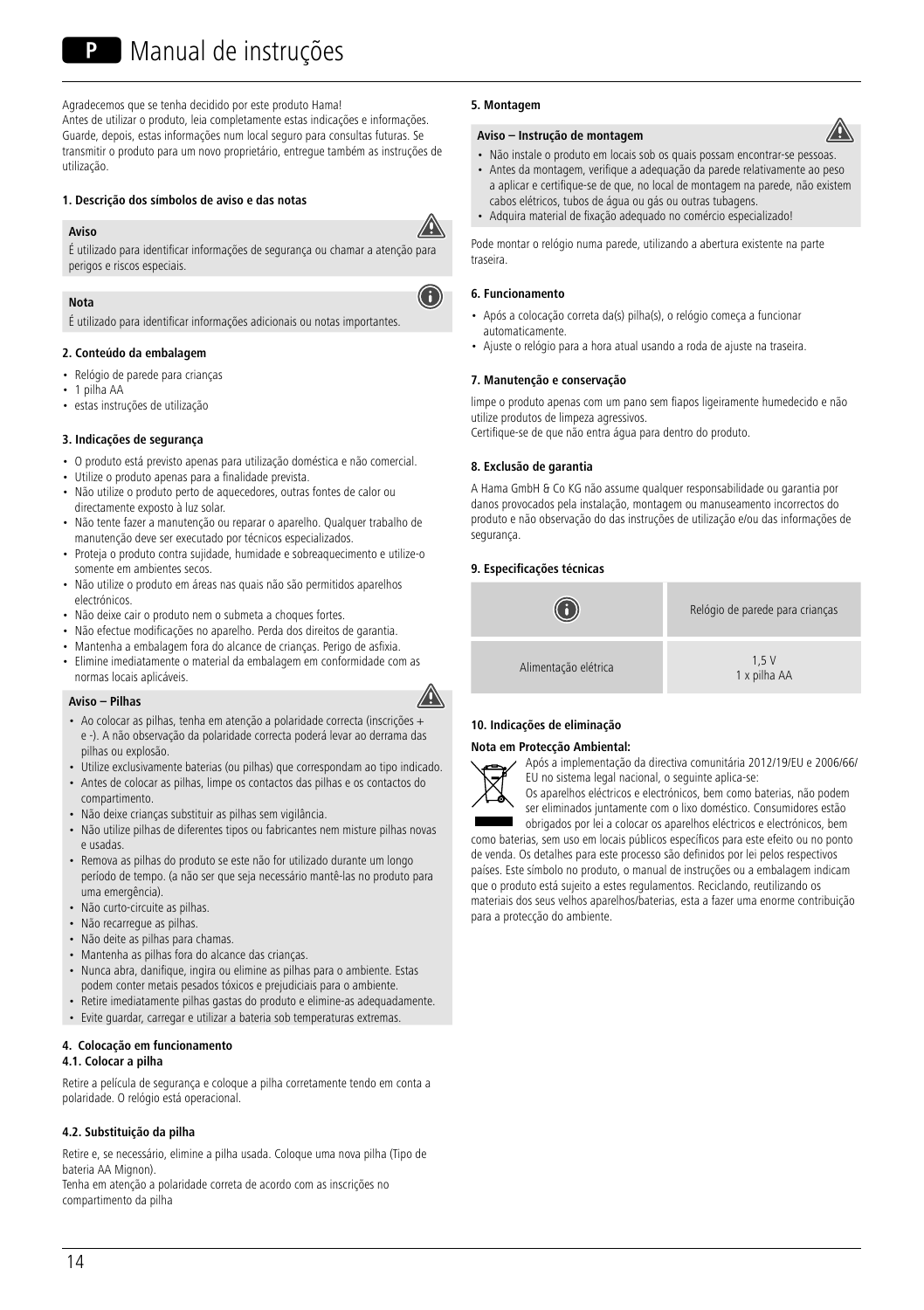# P Manual de instruções

Agradecemos que se tenha decidido por este produto Hama!
Antes de utilizar o produto, leia completamente estas indicações e informações. Guarde, depois, estas informações num local seguro para consultas futuras. Se transmitir o produto para um novo proprietário, entregue também as instruções de utilização.

#### 1. Descrição dos símbolos de aviso e das notas

**Aviso**

É utilizado para identificar informações de segurança ou chamar a atenção para perigos e riscos especiais.

**Nota**

É utilizado para identificar informações adicionais ou notas importantes.

#### 2. Conteúdo da embalagem

- Relógio de parede para crianças
- 1 pilha AA
- estas instruções de utilização

#### 3. Indicações de segurança

- O produto está previsto apenas para utilização doméstica e não comercial.
- Utilize o produto apenas para a finalidade prevista.
- Não utilize o produto perto de aquecedores, outras fontes de calor ou directamente exposto à luz solar.
- Não tente fazer a manutenção ou reparar o aparelho. Qualquer trabalho de manutenção deve ser executado por técnicos especializados.
- Proteja o produto contra sujidade, humidade e sobreaquecimento e utilize-o somente em ambientes secos.
- Não utilize o produto em áreas nas quais não são permitidos aparelhos electrónicos.
- Não deixe cair o produto nem o submeta a choques fortes.
- Não efectue modificações no aparelho. Perda dos direitos de garantia.
- Mantenha a embalagem fora do alcance de crianças. Perigo de asfixia.
- Elimine imediatamente o material da embalagem em conformidade com as normas locais aplicáveis.

**Aviso – Pilhas**

- Ao colocar as pilhas, tenha em atenção a polaridade correcta (inscrições + e -). A não observação da polaridade correcta poderá levar ao derrama das pilhas ou explosão.
- Utilize exclusivamente baterias (ou pilhas) que correspondam ao tipo indicado.
- Antes de colocar as pilhas, limpe os contactos das pilhas e os contactos do compartimento.
- Não deixe crianças substituir as pilhas sem vigilância.
- Não utilize pilhas de diferentes tipos ou fabricantes nem misture pilhas novas e usadas.
- Remova as pilhas do produto se este não for utilizado durante um longo período de tempo. (a não ser que seja necessário mantê-las no produto para uma emergência).
- Não curto-circuite as pilhas.
- Não recarregue as pilhas.
- Não deite as pilhas para chamas.
- Mantenha as pilhas fora do alcance das crianças.
- Nunca abra, danifique, ingira ou elimine as pilhas para o ambiente. Estas podem conter metais pesados tóxicos e prejudiciais para o ambiente.
- Retire imediatamente pilhas gastas do produto e elimine-as adequadamente.
- Evite guardar, carregar e utilizar a bateria sob temperaturas extremas.

#### 4. Colocação em funcionamento

#### 4.1. Colocar a pilha

Retire a película de segurança e coloque a pilha corretamente tendo em conta a polaridade. O relógio está operacional.

#### 4.2. Substituição da pilha

Retire e, se necessário, elimine a pilha usada. Coloque uma nova pilha (Tipo de bateria AA Mignon).
Tenha em atenção a polaridade correta de acordo com as inscrições no compartimento da pilha

#### 5. Montagem

**Aviso – Instrução de montagem**

- Não instale o produto em locais sob os quais possam encontrar-se pessoas.
- Antes da montagem, verifique a adequação da parede relativamente ao peso a aplicar e certifique-se de que, no local de montagem na parede, não existem cabos elétricos, tubos de água ou gás ou outras tubagens.
- Adquira material de fixação adequado no comércio especializado!

Pode montar o relógio numa parede, utilizando a abertura existente na parte traseira.

#### 6. Funcionamento

- Após a colocação correta da(s) pilha(s), o relógio começa a funcionar automaticamente.
- Ajuste o relógio para a hora atual usando a roda de ajuste na traseira.

#### 7. Manutenção e conservação

limpe o produto apenas com um pano sem fiapos ligeiramente humedecido e não utilize produtos de limpeza agressivos.
Certifique-se de que não entra água para dentro do produto.

#### 8. Exclusão de garantia

A Hama GmbH & Co KG não assume qualquer responsabilidade ou garantia por danos provocados pela instalação, montagem ou manuseamento incorrectos do produto e não observação do das instruções de utilização e/ou das informações de segurança.

#### 9. Especificações técnicas

| (i) | Relógio de parede para crianças |
|---|---|
| Alimentação elétrica | 1,5 V<br>1 x pilha AA |

#### 10. Indicações de eliminação

**Nota em Protecção Ambiental:**

Após a implementação da directiva comunitária 2012/19/EU e 2006/66/EU no sistema legal nacional, o seguinte aplica-se:
Os aparelhos eléctricos e electrónicos, bem como baterias, não podem ser eliminados juntamente com o lixo doméstico. Consumidores estão obrigados por lei a colocar os aparelhos eléctricos e electrónicos, bem como baterias, sem uso em locais públicos específicos para este efeito ou no ponto de venda. Os detalhes para este processo são definidos por lei pelos respectivos países. Este símbolo no produto, o manual de instruções ou a embalagem indicam que o produto está sujeito a estes regulamentos. Reciclando, reutilizando os materiais dos seus velhos aparelhos/baterias, esta a fazer uma enorme contribuição para a protecção do ambiente.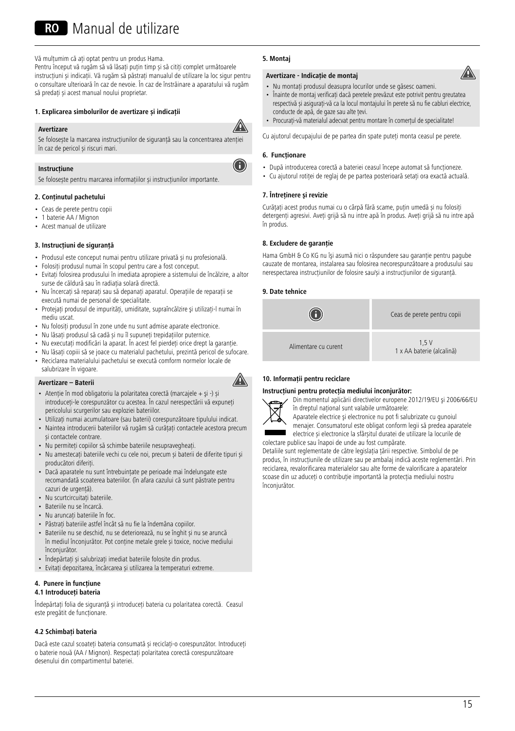# RO Manual de utilizare

Vă mulțumim că ați optat pentru un produs Hama.
Pentru început vă rugăm să vă lăsați puțin timp și să citiți complet următoarele instrucțiuni și indicații. Vă rugăm să păstrați manualul de utilizare la loc sigur pentru o consultare ulterioară în caz de nevoie. În caz de înstrăinare a aparatului vă rugăm să predați și acest manual noului proprietar.

### 1. Explicarea simbolurilor de avertizare și indicații

**Avertizare**

Se folosește la marcarea instrucțiunilor de siguranță sau la concentrarea atenției în caz de pericol și riscuri mari.

**Instrucțiune**

Se folosește pentru marcarea informațiilor și instrucțiunilor importante.

### 2. Conținutul pachetului

- Ceas de perete pentru copii
- 1 baterie AA / Mignon
- Acest manual de utilizare

### 3. Instrucțiuni de siguranță

- Produsul este conceput numai pentru utilizare privată și nu profesională.
- Folosiți produsul numai în scopul pentru care a fost conceput.
- Evitați folosirea produsului în imediata apropiere a sistemului de încălzire, a altor surse de căldură sau în radiația solară directă.
- Nu încercați să reparați sau să depanați aparatul. Operațiile de reparații se execută numai de personal de specialitate.
- Protejați produsul de impurități, umiditate, supraîncălzire și utilizați-l numai în mediu uscat.
- Nu folosiți produsul în zone unde nu sunt admise aparate electronice.
- Nu lăsați produsul să cadă și nu îl supuneți trepidațiilor puternice.
- Nu executați modificări la aparat. În acest fel pierdeți orice drept la garanție.
- Nu lăsați copiii să se joace cu materialul pachetului, prezintă pericol de sufocare.
- Reciclarea materialului pachetului se execută comform normelor locale de salubrizare în vigoare.

**Avertizare – Baterii**

- Atenție în mod obligatoriu la polaritatea corectă (marcajele + și -) și introduceți-le corespunzător cu acestea. În cazul nerespectării vă expuneți pericolului scurgerilor sau exploziei bateriilor.
- Utilizați numai acumulatoare (sau baterii) corespunzătoare tipului indicat.
- Naintea introducerii bateriilor vă rugăm să curățați contactele acestora precum și contactele contrare.
- Nu permiteți copiilor să schimbe bateriile nesupravegheați.
- Nu amestecați bateriile vechi cu cele noi, precum și baterii de diferite tipuri și producători diferiți.
- Dacă aparatele nu sunt întrebuințate pe perioade mai îndelungate este recomandată scoaterea bateriilor. (În afara cazului că sunt păstrate pentru cazuri de urgență).
- Nu scurtcircuitați bateriile.
- Bateriile nu se încarcă.
- Nu aruncați bateriile în foc.
- Păstrați bateriile astfel încât să nu fie la îndemâna copiilor.
- Bateriile nu se deschid, nu se deteriorează, nu se înghit și nu se aruncă în mediul înconjurător. Pot conține metale grele și toxice, nocive mediului înconjurător.
- Îndepărtați și salubrizați imediat bateriile folosite din produs.
- Evitați depozitarea, încărcarea și utilizarea la temperaturi extreme.

### 4. Punere în funcțiune

#### 4.1 Introduceți bateria

Îndepărtați folia de siguranță și introduceți bateria cu polaritatea corectă. Ceasul este pregătit de funcționare.

#### 4.2 Schimbați bateria

Dacă este cazul scoateți bateria consumată și reciclați-o corespunzător. Introduceți o baterie nouă (AA / Mignon). Respectați polaritatea corectă corespunzătoare desenului din compartimentul bateriei.

### 5. Montaj

**Avertizare - Indicație de montaj**

- Nu montați produsul deasupra locurilor unde se găsesc oameni.
- Înainte de montaj verificați dacă peretele prevăzut este potrivit pentru greutatea respectivă și asigurați-vă ca la locul montajului în perete să nu fie cabluri electrice, conducte de apă, de gaze sau alte țevi.
- Procurați-vă materialul adecvat pentru montare în comerțul de specialitate!

Cu ajutorul decupajului de pe partea din spate puteți monta ceasul pe perete.

### 6. Funcționare

- După introducerea corectă a bateriei ceasul începe automat să funcționeze.
- Cu ajutorul rotiței de reglaj de pe partea posterioară setați ora exactă actuală.

### 7. Întreținere și revizie

Curățați acest produs numai cu o cârpă fără scame, puțin umedă și nu folosiți detergenți agresivi. Aveți grijă să nu intre apă în produs. Aveți grijă să nu intre apă în produs.

### 8. Excludere de garanție

Hama GmbH & Co KG nu își asumă nici o răspundere sau garanție pentru pagube cauzate de montarea, instalarea sau folosirea necorespunzătoare a produsului sau nerespectarea instrucțiunilor de folosire sau/și a instrucțiunilor de siguranță.

### 9. Date tehnice

| | Ceas de perete pentru copii |
|---|---|
| Alimentare cu curent | 1,5 V<br>1 x AA baterie (alcalină) |

### 10. Informații pentru reciclare

**Instrucțiuni pentru protecția mediului înconjurător:**

Din momentul aplicării directivelor europene 2012/19/EU şi 2006/66/EU în dreptul național sunt valabile următoarele:
Aparatele electrice și electronice nu pot fi salubrizate cu gunoiul menajer. Consumatorul este obligat conform legii să predea aparatele electrice și electronice la sfârșitul duratei de utilizare la locurile de colectare publice sau înapoi de unde au fost cumpărate.
Detaliile sunt reglementate de către legislația țării respective. Simbolul de pe produs, în instrucțiunile de utilizare sau pe ambalaj indică aceste reglementări. Prin reciclarea, revalorificarea materialelor sau alte forme de valorificare a aparatelor scoase din uz aduceți o contribuție importantă la protecția mediului nostru înconjurător.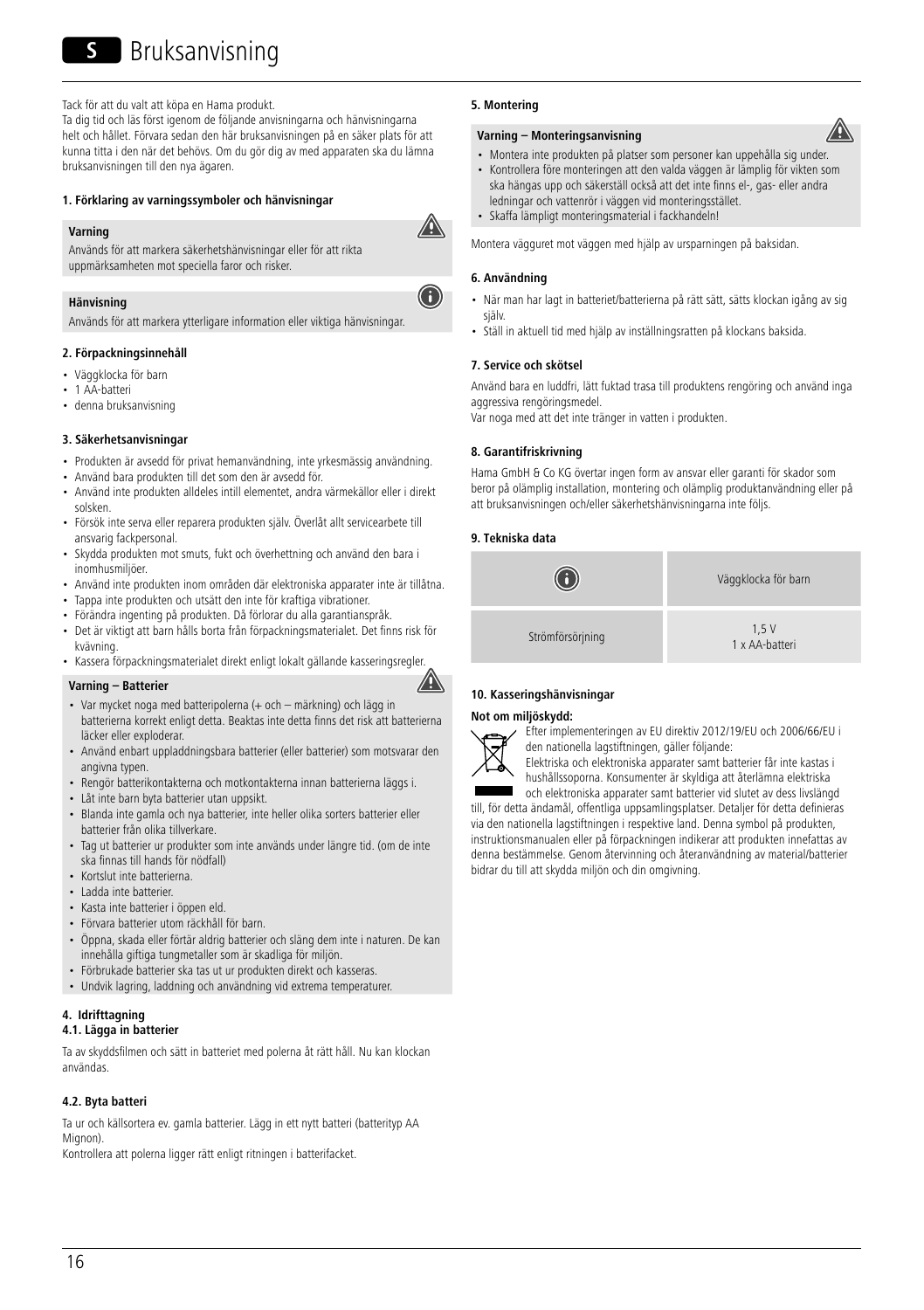# S Bruksanvisning

Tack för att du valt att köpa en Hama produkt.
Ta dig tid och läs först igenom de följande anvisningarna och hänvisningarna helt och hållet. Förvara sedan den här bruksanvisningen på en säker plats för att kunna titta i den när det behövs. Om du gör dig av med apparaten ska du lämna bruksanvisningen till den nya ägaren.

### 1. Förklaring av varningssymboler och hänvisningar

**Varning**

Används för att markera säkerhetshänvisningar eller för att rikta uppmärksamheten mot speciella faror och risker.

**Hänvisning**

Används för att markera ytterligare information eller viktiga hänvisningar.

### 2. Förpackningsinnehåll

- Väggklocka för barn
- 1 AA-batteri
- denna bruksanvisning

### 3. Säkerhetsanvisningar

- Produkten är avsedd för privat hemanvändning, inte yrkesmässig användning.
- Använd bara produkten till det som den är avsedd för.
- Använd inte produkten alldeles intill elementet, andra värmekällor eller i direkt solsken.
- Försök inte serva eller reparera produkten själv. Överlåt allt servicearbete till ansvarig fackpersonal.
- Skydda produkten mot smuts, fukt och överhettning och använd den bara i inomhusmiljöer.
- Använd inte produkten inom områden där elektroniska apparater inte är tillåtna.
- Tappa inte produkten och utsätt den inte för kraftiga vibrationer.
- Förändra ingenting på produkten. Då förlorar du alla garantianspråk.
- Det är viktigt att barn hålls borta från förpackningsmaterialet. Det finns risk för kvävning.
- Kassera förpackningsmaterialet direkt enligt lokalt gällande kasseringsregler.

**Varning – Batterier**

- Var mycket noga med batteripolerna (+ och – märkning) och lägg in batterierna korrekt enligt detta. Beaktas inte detta finns det risk att batterierna läcker eller exploderar.
- Använd enbart uppladdningsbara batterier (eller batterier) som motsvarar den angivna typen.
- Rengör batterikontakterna och motkontakterna innan batterierna läggs i.
- Låt inte barn byta batterier utan uppsikt.
- Blanda inte gamla och nya batterier, inte heller olika sorters batterier eller batterier från olika tillverkare.
- Tag ut batterier ur produkter som inte används under längre tid. (om de inte ska finnas till hands för nödfall)
- Kortslut inte batterierna.
- Ladda inte batterier.
- Kasta inte batterier i öppen eld.
- Förvara batterier utom räckhåll för barn.
- Öppna, skada eller förtär aldrig batterier och släng dem inte i naturen. De kan innehålla giftiga tungmetaller som är skadliga för miljön.
- Förbrukade batterier ska tas ut ur produkten direkt och kasseras.
- Undvik lagring, laddning och användning vid extrema temperaturer.

### 4. Idrifttagning

#### 4.1. Lägga in batterier

Ta av skyddsfilmen och sätt in batteriet med polerna åt rätt håll. Nu kan klockan användas.

#### 4.2. Byta batteri

Ta ur och källsortera ev. gamla batterier. Lägg in ett nytt batteri (batterityp AA Mignon).
Kontrollera att polerna ligger rätt enligt ritningen i batterifacket.

### 5. Montering

**Varning – Monteringsanvisning**

- Montera inte produkten på platser som personer kan uppehålla sig under.
- Kontrollera före monteringen att den valda väggen är lämplig för vikten som ska hängas upp och säkerställ också att det inte finns el-, gas- eller andra ledningar och vattenrör i väggen vid monteringsstället.
- Skaffa lämpligt monteringsmaterial i fackhandeln!

Montera vägguret mot väggen med hjälp av ursparningen på baksidan.

### 6. Användning

- När man har lagt in batteriet/batterierna på rätt sätt, sätts klockan igång av sig själv.
- Ställ in aktuell tid med hjälp av inställningsratten på klockans baksida.

### 7. Service och skötsel

Använd bara en luddfri, lätt fuktad trasa till produktens rengöring och använd inga aggressiva rengöringsmedel.
Var noga med att det inte tränger in vatten i produkten.

### 8. Garantifriskrivning

Hama GmbH & Co KG övertar ingen form av ansvar eller garanti för skador som beror på olämplig installation, montering och olämplig produktanvändning eller på att bruksanvisningen och/eller säkerhetshänvisningarna inte följs.

### 9. Tekniska data

| | Väggklocka för barn |
|---|---|
| Strömförsörjning | 1,5 V<br>1 x AA-batteri |

### 10. Kasseringshänvisningar

**Not om miljöskydd:**

Efter implementeringen av EU direktiv 2012/19/EU och 2006/66/EU i den nationella lagstiftningen, gäller följande:
Elektriska och elektroniska apparater samt batterier får inte kastas i hushållssoporna. Konsumenter är skyldiga att återlämna elektriska och elektroniska apparater samt batterier vid slutet av dess livslängd till, för detta ändamål, offentliga uppsamlingsplatser. Detaljer för detta definieras via den nationella lagstiftningen i respektive land. Denna symbol på produkten, instruktionsmanualen eller på förpackningen indikerar att produkten innefattas av denna bestämmelse. Genom återvinning och återanvändning av material/batterier bidrar du till att skydda miljön och din omgivning.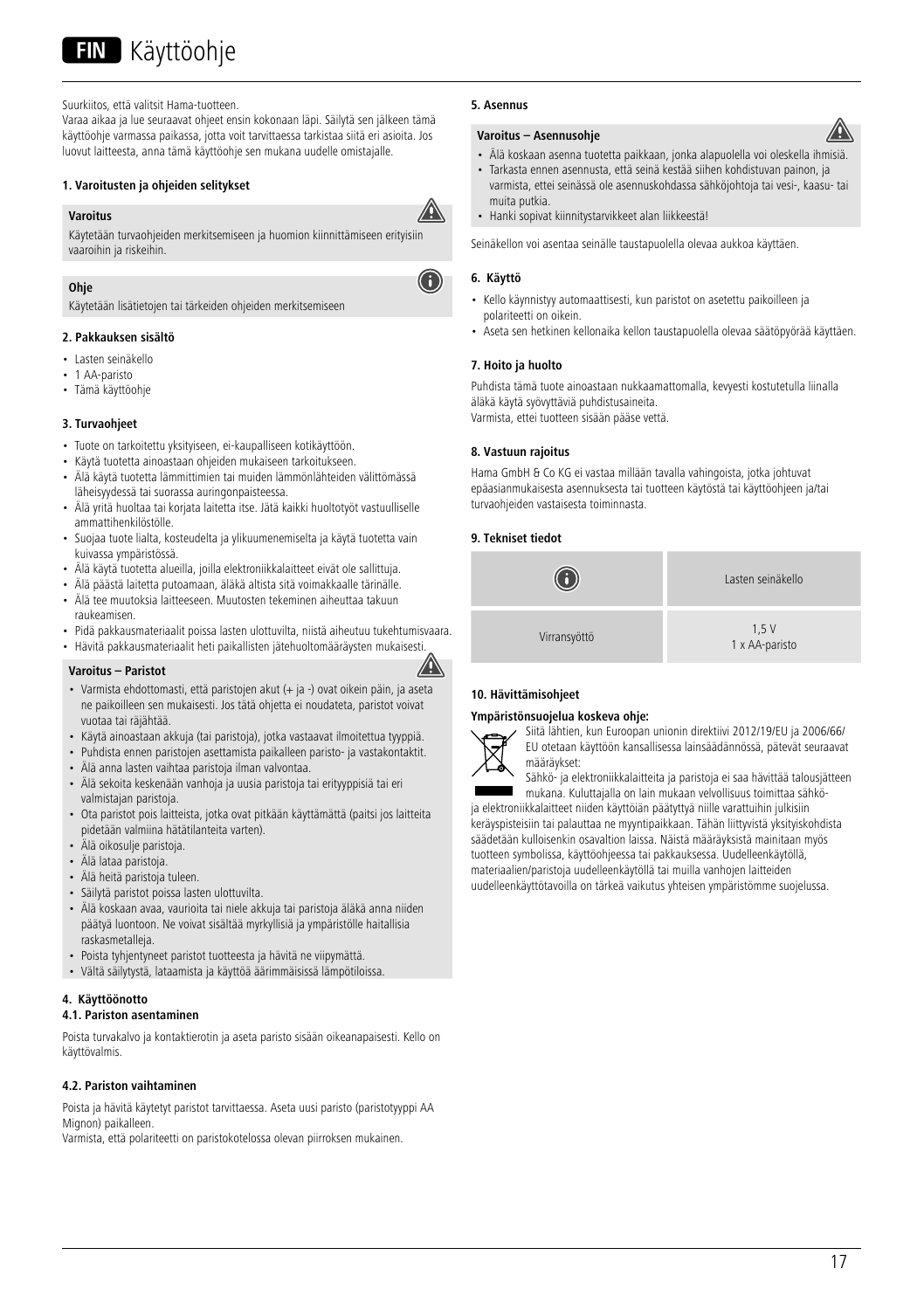# FIN Käyttöohje

Suurkiitos, että valitsit Hama-tuotteen.
Varaa aikaa ja lue seuraavat ohjeet ensin kokonaan läpi. Säilytä sen jälkeen tämä käyttöohje varmassa paikassa, jotta voit tarvittaessa tarkistaa siitä eri asioita. Jos luovut laitteesta, anna tämä käyttöohje sen mukana uudelle omistajalle.

### 1. Varoitusten ja ohjeiden selitykset

**Varoitus**

Käytetään turvaohjeiden merkitsemiseen ja huomion kiinnittämiseen erityisiin vaaroihin ja riskeihin.

**Ohje**

Käytetään lisätietojen tai tärkeiden ohjeiden merkitsemiseen

### 2. Pakkauksen sisältö

- Lasten seinäkello
- 1 AA-paristo
- Tämä käyttöohje

### 3. Turvaohjeet

- Tuote on tarkoitettu yksityiseen, ei-kaupalliseen kotikäyttöön.
- Käytä tuotetta ainoastaan ohjeiden mukaiseen tarkoitukseen.
- Älä käytä tuotetta lämmittimien tai muiden lämmönlähteiden välittömässä läheisyydessä tai suorassa auringonpaisteessa.
- Älä yritä huoltaa tai korjata laitetta itse. Jätä kaikki huoltotyöt vastuulliselle ammattihenkilöstölle.
- Suojaa tuote lialta, kosteudelta ja ylikuumenemiselta ja käytä tuotetta vain kuivassa ympäristössä.
- Älä käytä tuotetta alueilla, joilla elektroniikkalaitteet eivät ole sallittuja.
- Älä päästä laitetta putoamaan, äläkä altista sitä voimakkaalle tärinälle.
- Älä tee muutoksia laitteeseen. Muutosten tekeminen aiheuttaa takuun raukeamisen.
- Pidä pakkausmateriaalit poissa lasten ulottuvilta, niistä aiheutuu tukehtumisvaara.
- Hävitä pakkausmateriaalit heti paikallisten jätehuoltomääräysten mukaisesti.

**Varoitus – Paristot**

- Varmista ehdottomasti, että paristojen akut (+ ja -) ovat oikein päin, ja aseta ne paikoilleen sen mukaisesti. Jos tätä ohjetta ei noudateta, paristot voivat vuotaa tai räjähtää.
- Käytä ainoastaan akkuja (tai paristoja), jotka vastaavat ilmoitettua tyyppiä.
- Puhdista ennen paristojen asettamista paikalleen paristo- ja vastakontaktit.
- Älä anna lasten vaihtaa paristoja ilman valvontaa.
- Älä sekoita keskenään vanhoja ja uusia paristoja tai erityyppisiä tai eri valmistajan paristoja.
- Ota paristot pois laitteista, jotka ovat pitkään käyttämättä (paitsi jos laitteita pidetään valmiina hätätilanteita varten).
- Älä oikosulje paristoja.
- Älä lataa paristoja.
- Älä heitä paristoja tuleen.
- Säilytä paristot poissa lasten ulottuvilta.
- Älä koskaan avaa, vaurioita tai niele akkuja tai paristoja äläkä anna niiden päätyä luontoon. Ne voivat sisältää myrkyllisiä ja ympäristölle haitallisia raskasmetalleja.
- Poista tyhjentyneet paristot tuotteesta ja hävitä ne viipymättä.
- Vältä säilytystä, lataamista ja käyttöä äärimmäisissä lämpötiloissa.

### 4. Käyttöönotto

#### 4.1. Pariston asentaminen

Poista turvakalvo ja kontaktierotin ja aseta paristo sisään oikeanapaisesti. Kello on käyttövalmis.

#### 4.2. Pariston vaihtaminen

Poista ja hävitä käytetyt paristot tarvittaessa. Aseta uusi paristo (paristotyyppi AA Mignon) paikalleen.
Varmista, että polariteetti on paristokotelossa olevan piirroksen mukainen.

### 5. Asennus

**Varoitus – Asennusohje**

- Älä koskaan asenna tuotetta paikkaan, jonka alapuolella voi oleskella ihmisiä.
- Tarkasta ennen asennusta, että seinä kestää siihen kohdistuvan painon, ja varmista, ettei seinässä ole asennuskohdassa sähköjohtoja tai vesi-, kaasu- tai muita putkia.
- Hanki sopivat kiinnitystarvikkeet alan liikkeestä!

Seinäkellon voi asentaa seinälle taustapuolella olevaa aukkoa käyttäen.

### 6. Käyttö

- Kello käynnistyy automaattisesti, kun paristot on asetettu paikoilleen ja polariteetti on oikein.
- Aseta sen hetkinen kellonaika kellon taustapuolella olevaa säätöpyörää käyttäen.

### 7. Hoito ja huolto

Puhdista tämä tuote ainoastaan nukkaamattomalla, kevyesti kostutetulla liinalla äläkä käytä syövyttäviä puhdistusaineita.
Varmista, ettei tuotteen sisään pääse vettä.

### 8. Vastuun rajoitus

Hama GmbH & Co KG ei vastaa millään tavalla vahingoista, jotka johtuvat epäasianmukaisesta asennuksesta tai tuotteen käytöstä tai käyttöohjeen ja/tai turvaohjeiden vastaisesta toiminnasta.

### 9. Tekniset tiedot

| ⓘ | Lasten seinäkello |
|---|---|
| Virransyöttö | 1,5 V<br>1 x AA-paristo |

### 10. Hävittämisohjeet

**Ympäristönsuojelua koskeva ohje:**

Siitä lähtien, kun Euroopan unionin direktiivi 2012/19/EU ja 2006/66/EU otetaan käyttöön kansallisessa lainsäädännössä, pätevät seuraavat määräykset:
Sähkö- ja elektroniikkalaitteita ja paristoja ei saa hävittää talousjätteen mukana. Kuluttajalla on lain mukaan velvollisuus toimittaa sähkö- ja elektroniikkalaitteet niiden käyttöiän päätyttyä niille varattuihin julkisiin keräyspisteisiin tai palauttaa ne myyntipaikkaan. Tähän liittyvistä yksityiskohdista säädetään kulloisenkin osavaltion laissa. Näistä määräyksistä mainitaan myös tuotteen symbolissa, käyttöohjeessa tai pakkauksessa. Uudelleenkäytöllä, materiaalien/paristoja uudelleenkäytöllä tai muilla vanhojen laitteiden uudelleenkäyttötavoilla on tärkeä vaikutus yhteisen ympäristömme suojelussa.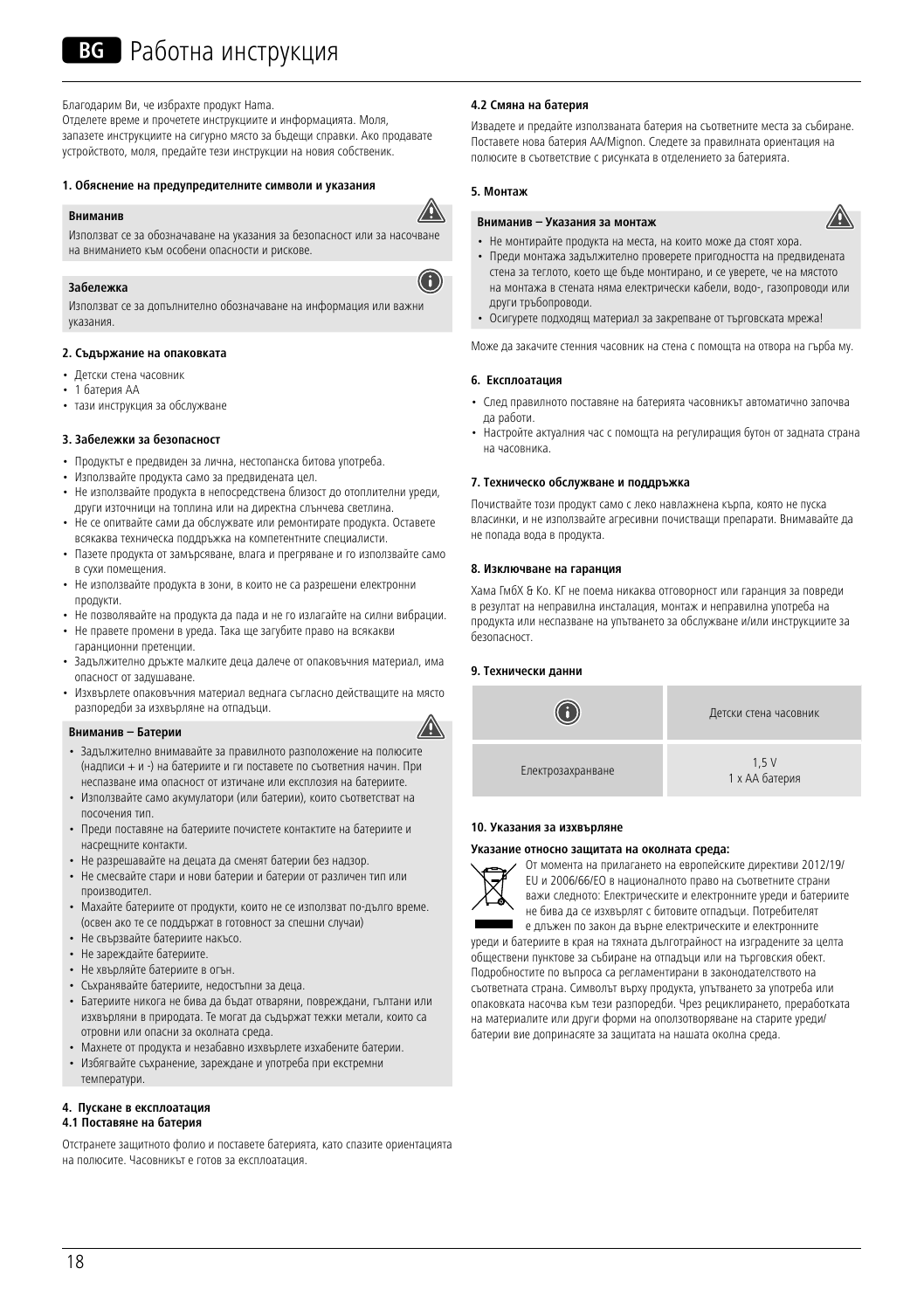# BG Работна инструкция

Благодарим Ви, че избрахте продукт Hama.
Отделете време и прочетете инструкциите и информацията. Моля, запазете инструкциите на сигурно място за бъдещи справки. Ако продавате устройството, моля, предайте тези инструкции на новия собственик.

### 1. Обяснение на предупредителните символи и указания

**Вниманив**

Използват се за обозначаване на указания за безопасност или за насочване на вниманието към особени опасности и рискове.

**Забележка**

Използват се за допълнително обозначаване на информация или важни указания.

### 2. Съдържание на опаковката

- Детски стена часовник
- 1 батерия AA
- тази инструкция за обслужване

### 3. Забележки за безопасност

- Продуктът е предвиден за лична, нестопанска битова употреба.
- Използвайте продукта само за предвидената цел.
- Не използвайте продукта в непосредствена близост до отоплителни уреди, други източници на топлина или на директна слънчева светлина.
- Не се опитвайте сами да обслужвате или ремонтирате продукта. Оставете всякаква техническа поддръжка на компетентните специалисти.
- Пазете продукта от замърсяване, влага и прегряване и го използвайте само в сухи помещения.
- Не използвайте продукта в зони, в които не са разрешени електронни продукти.
- Не позволявайте на продукта да пада и не го излагайте на силни вибрации.
- Не правете промени в уреда. Така ще загубите право на всякакви гаранционни претенции.
- Задължително дръжте малките деца далече от опаковъчния материал, има опасност от задушаване.
- Изхвърлете опаковъчния материал веднага съгласно действащите на място разпоредби за изхвърляне на отпадъци.

**Вниманив – Батерии**

- Задължително внимавайте за правилното разположение на полюсите (надписи + и -) на батериите и ги поставете по съответния начин. При неспазване има опасност от изтичане или експлозия на батериите.
- Използвайте само акумулатори (или батерии), които съответстват на посочения тип.
- Преди поставяне на батериите почистете контактите на батериите и насрещните контакти.
- Не разрешавайте на децата да сменят батерии без надзор.
- Не смесвайте стари и нови батерии и батерии от различен тип или производител.
- Махайте батериите от продукти, които не се използват по-дълго време. (освен ако те се поддържат в готовност за спешни случаи)
- Не свързвайте батериите накъсо.
- Не зареждайте батериите.
- Не хвърляйте батериите в огън.
- Съхранявайте батериите, недостъпни за деца.
- Батериите никога не бива да бъдат отваряни, повреждани, гълтани или изхвърляни в природата. Те могат да съдържат тежки метали, които са отровни или опасни за околната среда.
- Махнете от продукта и незабавно изхвърлете изхабените батерии.
- Избягвайте съхранение, зареждане и употреба при екстремни температури.

### 4. Пускане в експлоатация

#### 4.1 Поставяне на батерия

Отстранете защитното фолио и поставете батерията, като спазите ориентацията на полюсите. Часовникът е готов за експлоатация.

#### 4.2 Смяна на батерия

Извадете и предайте използваната батерия на съответните места за събиране. Поставете нова батерия AA/Mignon. Следете за правилната ориентация на полюсите в съответствие с рисунката в отделението за батерията.

### 5. Монтаж

**Вниманив – Указания за монтаж**

- Не монтирайте продукта на места, на които може да стоят хора.
- Преди монтажа задължително проверете пригодността на предвидената стена за теглото, което ще бъде монтирано, и се уверете, че на мястото на монтажа в стената няма електрически кабели, водо-, газопроводи или други тръбопроводи.
- Осигурете подходящ материал за закрепване от търговската мрежа!

Може да закачите стенния часовник на стена с помощта на отвора на гърба му.

### 6. Експлоатация

- След правилното поставяне на батерията часовникът автоматично започва да работи.
- Настройте актуалния час с помощта на регулиращия бутон от задната страна на часовника.

### 7. Техническо обслужване и поддръжка

Почиствайте този продукт само с леко навлажнена кърпа, която не пуска власинки, и не използвайте агресивни почистващи препарати. Внимавайте да не попада вода в продукта.

### 8. Изключване на гаранция

Хама ГмбХ & Ко. КГ не поема никаква отговорност или гаранция за повреди в резултат на неправилна инсталация, монтаж и неправилна употреба на продукта или неспазване на упътването за обслужване и/или инструкциите за безопасност.

### 9. Технически данни

| | Детски стена часовник |
|---|---|
| Електрозахранване | 1,5 V<br>1 x AA батерия |

### 10. Указания за изхвърляне

**Указание относно защитата на околната среда:**

От момента на прилагането на европейските директиви 2012/19/EU и 2006/66/EO в националното право на съответните страни важи следното: Електрическите и електронните уреди и батериите не бива да се изхвърлят с битовите отпадъци. Потребителят е длъжен по закон да върне електрическите и електронните уреди и батериите в края на тяхната дълготрайност на изградените за целта обществени пунктове за събиране на отпадъци или на търговския обект. Подробностите по въпроса са регламентирани в законодателството на съответната страна. Символът върху продукта, упътването за употреба или опаковката насочва към тези разпоредби. Чрез рециклирането, преработката на материалите или други форми на оползотворяване на старите уреди/батерии вие допринасяте за защитата на нашата околна среда.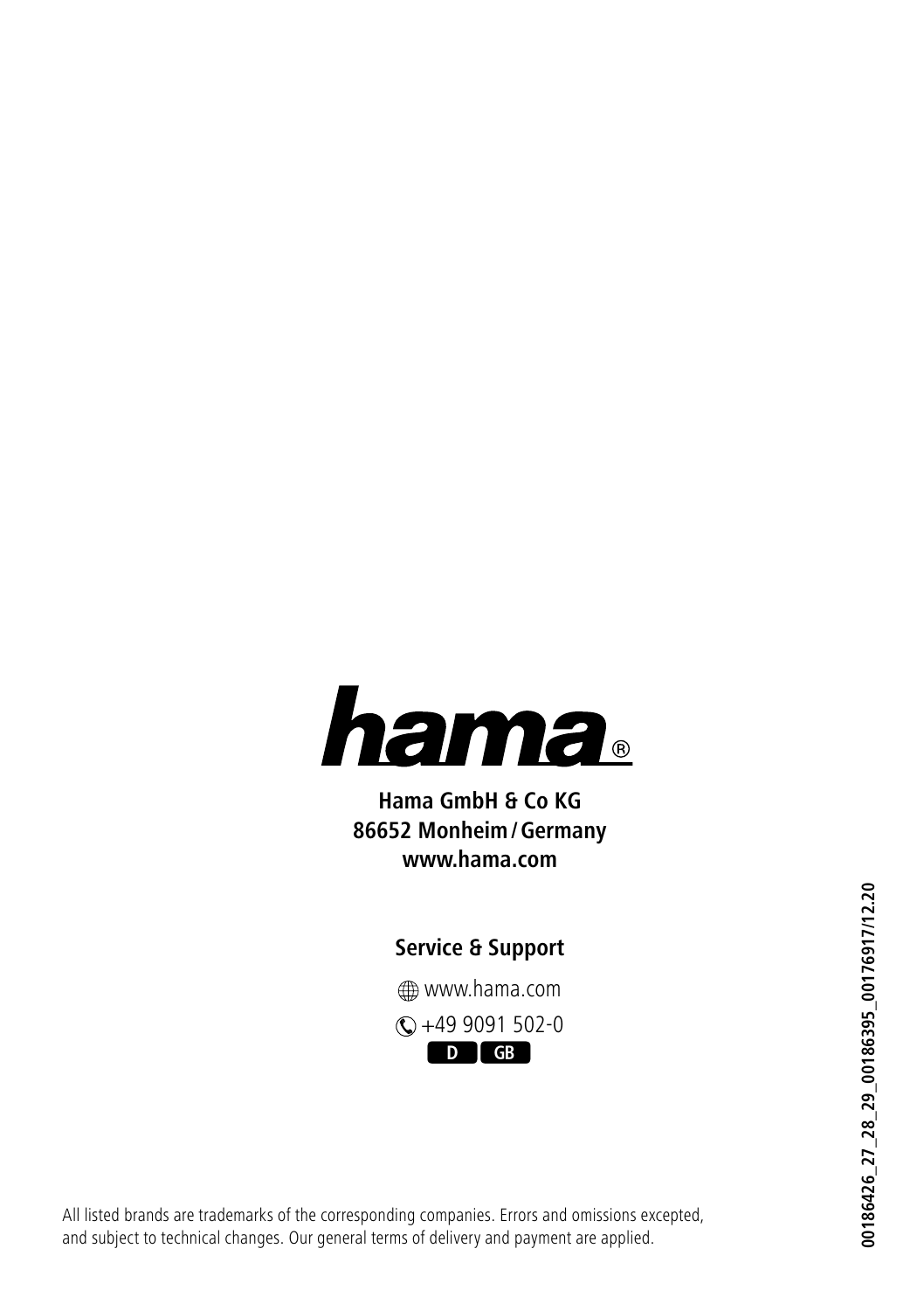hama®

**Hama GmbH & Co KG**
**86652 Monheim / Germany**
**www.hama.com**

**Service & Support**

www.hama.com

+49 9091 502-0

D GB

All listed brands are trademarks of the corresponding companies. Errors and omissions excepted, and subject to technical changes. Our general terms of delivery and payment are applied.

00186426_27_28_29_00186395_00176917/12.20